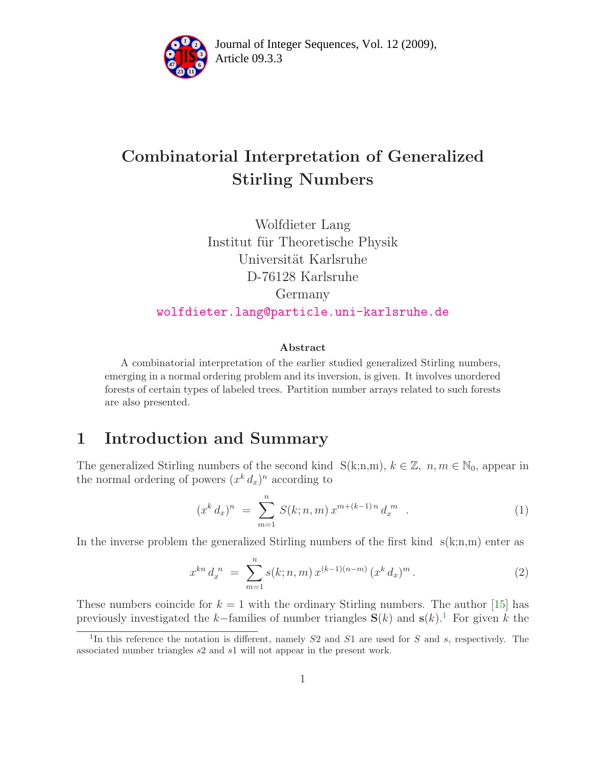# Combinatorial Interpretation of Generalized Stirling Numbers

Wolfdieter Lang
Institut für Theoretische Physik
Universität Karlsruhe
D-76128 Karlsruhe
Germany
wolfdieter.lang@particle.uni-karlsruhe.de

### Abstract

A combinatorial interpretation of the earlier studied generalized Stirling numbers, emerging in a normal ordering problem and its inversion, is given. It involves unordered forests of certain types of labeled trees. Partition number arrays related to such forests are also presented.

## 1 Introduction and Summary

The generalized Stirling numbers of the second kind S(k;n,m), $k \in \mathbb{Z},\ n, m \in \mathbb{N}_0$, appear in the normal ordering of powers $(x^k\, d_x)^n$ according to

$$(x^k\, d_x)^n \;=\; \sum_{m=1}^{n} S(k;n,m)\, x^{m+(k-1)\,n}\, {d_x}^m \quad . \tag{1}$$

In the inverse problem the generalized Stirling numbers of the first kind s(k;n,m) enter as

$$x^{kn}\, {d_x}^n \;=\; \sum_{m=1}^{n} s(k;n,m)\, x^{(k-1)(n-m)}\, (x^k\, d_x)^m\,. \tag{2}$$

These numbers coincide for $k = 1$ with the ordinary Stirling numbers. The author [15] has previously investigated the $k-$families of number triangles $\mathbf{S}(k)$ and $\mathbf{s}(k)$.[1] For given $k$ the

[1] In this reference the notation is different, namely $S2$ and $S1$ are used for $S$ and $s$, respectively. The associated number triangles $s2$ and $s1$ will not appear in the present work.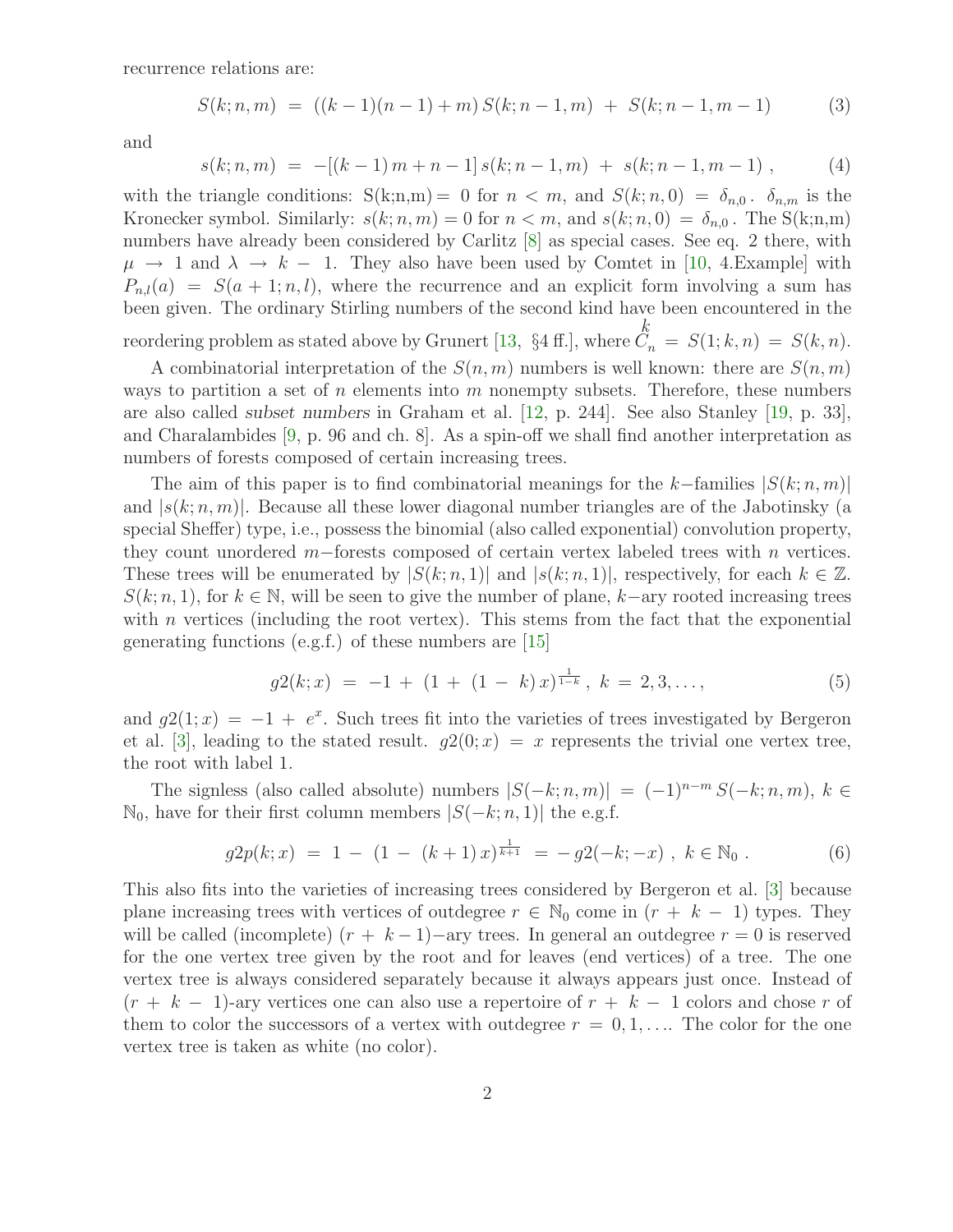recurrence relations are:

$$S(k;n,m) \;=\; ((k-1)(n-1)+m)\,S(k;n-1,m) \;+\; S(k;n-1,m-1) \tag{3}$$

and

$$s(k;n,m) \;=\; -[(k-1)\,m+n-1]\,s(k;n-1,m) \;+\; s(k;n-1,m-1)\;, \tag{4}$$

with the triangle conditions: S(k;n,m) = 0 for $n < m$, and $S(k;n,0) = \delta_{n,0}$. $\delta_{n,m}$ is the Kronecker symbol. Similarly: $s(k;n,m) = 0$ for $n < m$, and $s(k;n,0) = \delta_{n,0}$. The S(k;n,m) numbers have already been considered by Carlitz [8] as special cases. See eq. 2 there, with $\mu \to 1$ and $\lambda \to k-1$. They also have been used by Comtet in [10, 4.Example] with $P_{n,l}(a) = S(a+1;n,l)$, where the recurrence and an explicit form involving a sum has been given. The ordinary Stirling numbers of the second kind have been encountered in the reordering problem as stated above by Grunert [13, §4 ff.], where $\overset{k}{C}_n = S(1;k,n) = S(k,n)$.

A combinatorial interpretation of the $S(n,m)$ numbers is well known: there are $S(n,m)$ ways to partition a set of $n$ elements into $m$ nonempty subsets. Therefore, these numbers are also called *subset numbers* in Graham et al. [12, p. 244]. See also Stanley [19, p. 33], and Charalambides [9, p. 96 and ch. 8]. As a spin-off we shall find another interpretation as numbers of forests composed of certain increasing trees.

The aim of this paper is to find combinatorial meanings for the $k-$families $|S(k;n,m)|$ and $|s(k;n,m)|$. Because all these lower diagonal number triangles are of the Jabotinsky (a special Sheffer) type, i.e., possess the binomial (also called exponential) convolution property, they count unordered $m-$forests composed of certain vertex labeled trees with $n$ vertices. These trees will be enumerated by $|S(k;n,1)|$ and $|s(k;n,1)|$, respectively, for each $k \in \mathbb{Z}$. $S(k;n,1)$, for $k \in \mathbb{N}$, will be seen to give the number of plane, $k-$ary rooted increasing trees with $n$ vertices (including the root vertex). This stems from the fact that the exponential generating functions (e.g.f.) of these numbers are [15]

$$g2(k;x) \;=\; -1 \;+\; (1 \;+\; (1 \;-\; k)\,x)^{\frac{1}{1-k}}\;,\; k \;=\; 2,3,\ldots, \tag{5}$$

and $g2(1;x) = -1 + e^x$. Such trees fit into the varieties of trees investigated by Bergeron et al. [3], leading to the stated result. $g2(0;x) = x$ represents the trivial one vertex tree, the root with label 1.

The signless (also called absolute) numbers $|S(-k;n,m)| = (-1)^{n-m}\,S(-k;n,m)$, $k \in \mathbb{N}_0$, have for their first column members $|S(-k;n,1)|$ the e.g.f.

$$g2p(k;x) \;=\; 1 \;-\; (1 \;-\; (k+1)\,x)^{\frac{1}{k+1}} \;=\; -\,g2(-k;-x)\;,\; k \in \mathbb{N}_0\;. \tag{6}$$

This also fits into the varieties of increasing trees considered by Bergeron et al. [3] because plane increasing trees with vertices of outdegree $r \in \mathbb{N}_0$ come in $(r + k - 1)$ types. They will be called (incomplete) $(r + k-1)-$ary trees. In general an outdegree $r = 0$ is reserved for the one vertex tree given by the root and for leaves (end vertices) of a tree. The one vertex tree is always considered separately because it always appears just once. Instead of $(r + k - 1)$-ary vertices one can also use a repertoire of $r + k - 1$ colors and chose $r$ of them to color the successors of a vertex with outdegree $r = 0,1,\ldots$. The color for the one vertex tree is taken as white (no color).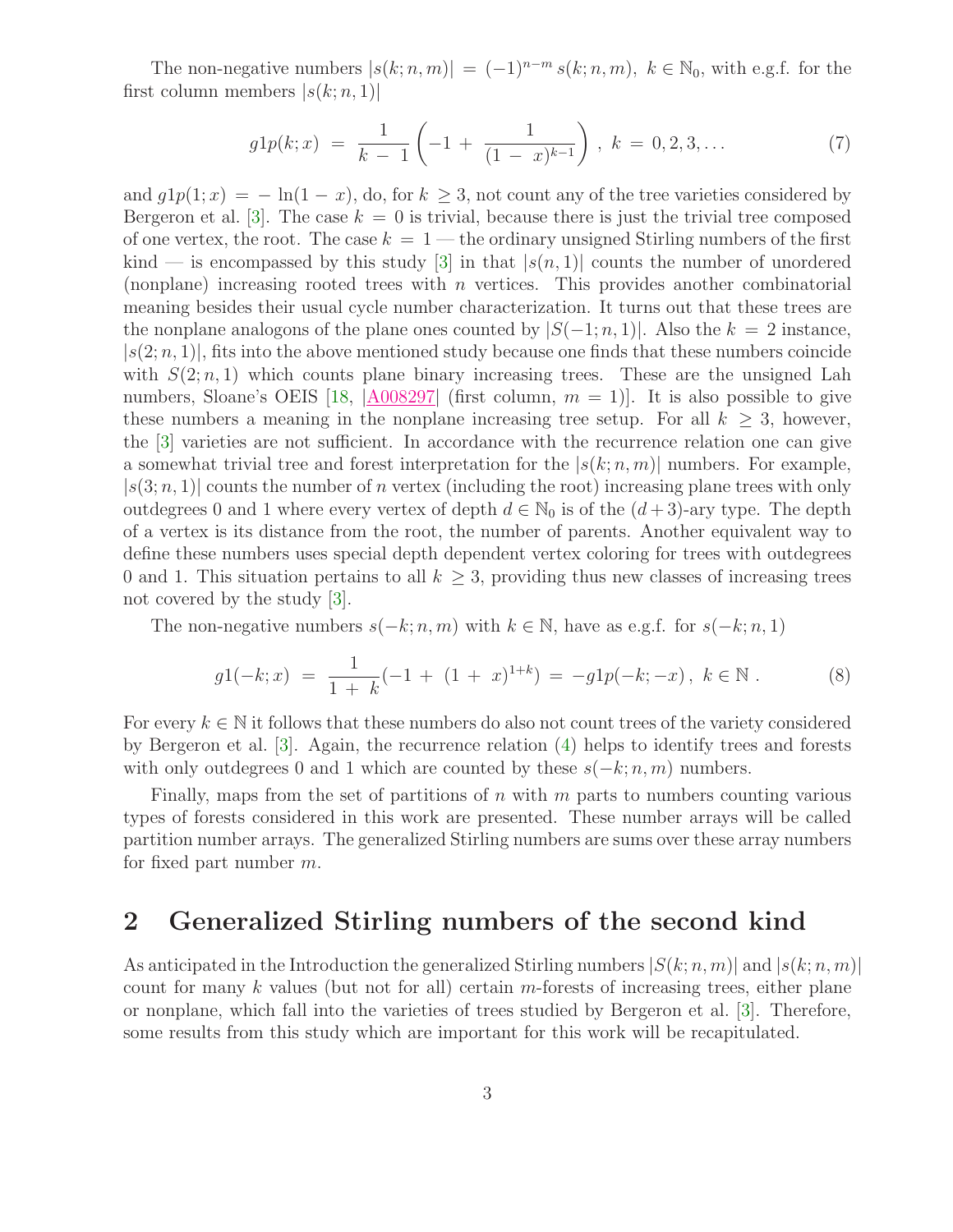The non-negative numbers $|s(k;n,m)| = (-1)^{n-m}\, s(k;n,m),\ k \in \mathbb{N}_0$, with e.g.f. for the first column members $|s(k;n,1)|$

$$g1p(k;x) \;=\; \frac{1}{k\,-\,1}\left(-1\,+\,\frac{1}{(1\,-\,x)^{k-1}}\right),\ k\,=\,0,2,3,\ldots \tag{7}$$

and $g1p(1;x) = -\ln(1-x)$, do, for $k \geq 3$, not count any of the tree varieties considered by Bergeron et al. [3]. The case $k = 0$ is trivial, because there is just the trivial tree composed of one vertex, the root. The case $k = 1$ — the ordinary unsigned Stirling numbers of the first kind — is encompassed by this study [3] in that $|s(n,1)|$ counts the number of unordered (nonplane) increasing rooted trees with $n$ vertices. This provides another combinatorial meaning besides their usual cycle number characterization. It turns out that these trees are the nonplane analogons of the plane ones counted by $|S(-1;n,1)|$. Also the $k = 2$ instance, $|s(2;n,1)|$, fits into the above mentioned study because one finds that these numbers coincide with $S(2;n,1)$ which counts plane binary increasing trees. These are the unsigned Lah numbers, Sloane's OEIS [18, |A008297| (first column, $m = 1$)]. It is also possible to give these numbers a meaning in the nonplane increasing tree setup. For all $k \geq 3$, however, the [3] varieties are not sufficient. In accordance with the recurrence relation one can give a somewhat trivial tree and forest interpretation for the $|s(k;n,m)|$ numbers. For example, $|s(3;n,1)|$ counts the number of $n$ vertex (including the root) increasing plane trees with only outdegrees 0 and 1 where every vertex of depth $d \in \mathbb{N}_0$ is of the $(d+3)$-ary type. The depth of a vertex is its distance from the root, the number of parents. Another equivalent way to define these numbers uses special depth dependent vertex coloring for trees with outdegrees 0 and 1. This situation pertains to all $k \geq 3$, providing thus new classes of increasing trees not covered by the study [3].

The non-negative numbers $s(-k;n,m)$ with $k \in \mathbb{N}$, have as e.g.f. for $s(-k;n,1)$

$$g1(-k;x) \;=\; \frac{1}{1\,+\,k}(-1\,+\,(1\,+\,x)^{1+k}) \;=\; -g1p(-k;-x)\,,\ k \in \mathbb{N}\,. \tag{8}$$

For every $k \in \mathbb{N}$ it follows that these numbers do also not count trees of the variety considered by Bergeron et al. [3]. Again, the recurrence relation (4) helps to identify trees and forests with only outdegrees 0 and 1 which are counted by these $s(-k;n,m)$ numbers.

Finally, maps from the set of partitions of $n$ with $m$ parts to numbers counting various types of forests considered in this work are presented. These number arrays will be called partition number arrays. The generalized Stirling numbers are sums over these array numbers for fixed part number $m$.

## 2 Generalized Stirling numbers of the second kind

As anticipated in the Introduction the generalized Stirling numbers $|S(k;n,m)|$ and $|s(k;n,m)|$ count for many $k$ values (but not for all) certain $m$-forests of increasing trees, either plane or nonplane, which fall into the varieties of trees studied by Bergeron et al. [3]. Therefore, some results from this study which are important for this work will be recapitulated.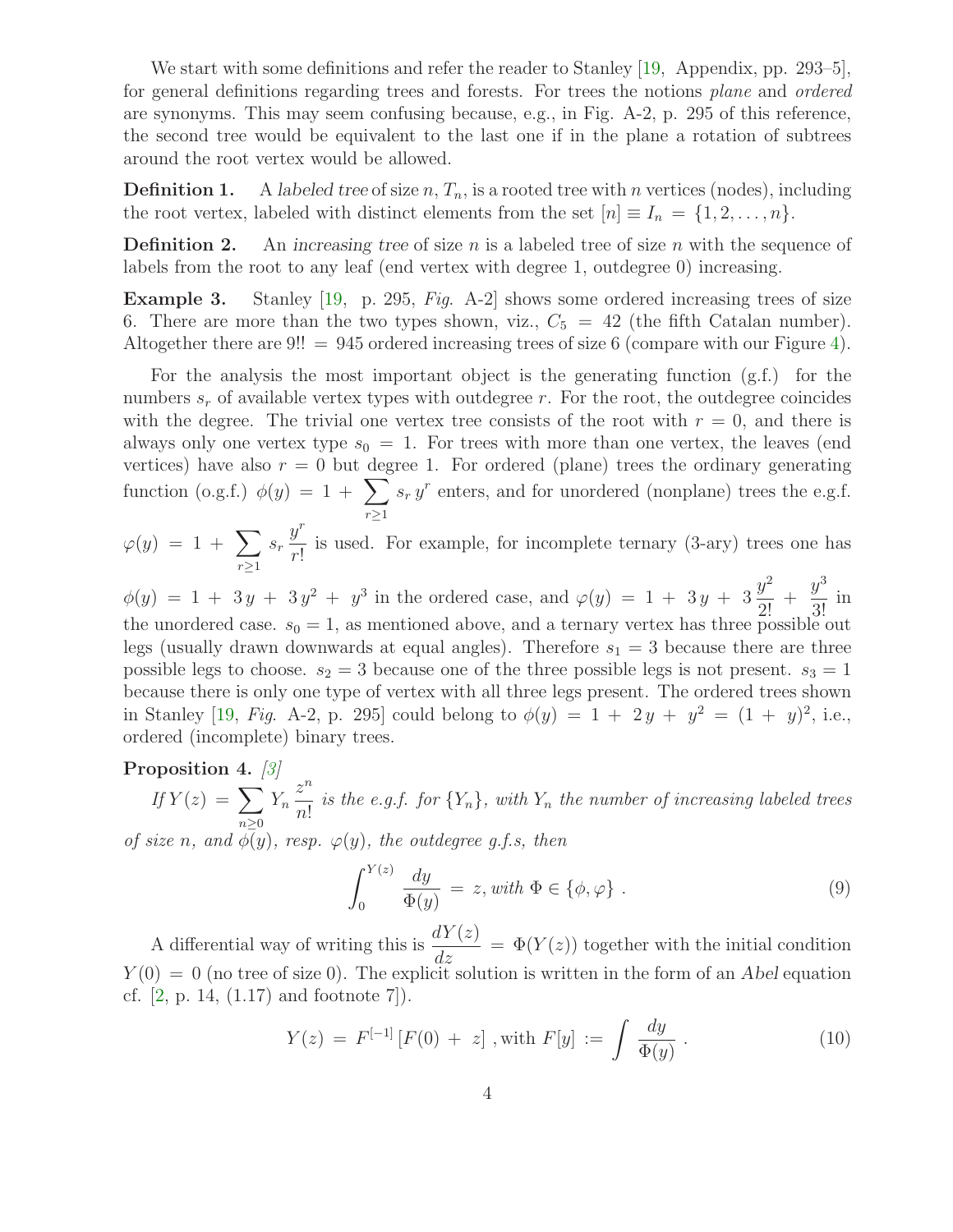We start with some definitions and refer the reader to Stanley [19, Appendix, pp. 293–5], for general definitions regarding trees and forests. For trees the notions *plane* and *ordered* are synonyms. This may seem confusing because, e.g., in Fig. A-2, p. 295 of this reference, the second tree would be equivalent to the last one if in the plane a rotation of subtrees around the root vertex would be allowed.

**Definition 1.** A *labeled tree* of size $n$, $T_n$, is a rooted tree with $n$ vertices (nodes), including the root vertex, labeled with distinct elements from the set $[n] \equiv I_n = \{1, 2, \ldots, n\}$.

**Definition 2.** An *increasing tree* of size $n$ is a labeled tree of size $n$ with the sequence of labels from the root to any leaf (end vertex with degree 1, outdegree 0) increasing.

**Example 3.** Stanley [19, p. 295, *Fig.* A-2] shows some ordered increasing trees of size 6. There are more than the two types shown, viz., $C_5 = 42$ (the fifth Catalan number). Altogether there are $9!! = 945$ ordered increasing trees of size 6 (compare with our Figure 4).

For the analysis the most important object is the generating function (g.f.) for the numbers $s_r$ of available vertex types with outdegree $r$. For the root, the outdegree coincides with the degree. The trivial one vertex tree consists of the root with $r = 0$, and there is always only one vertex type $s_0 = 1$. For trees with more than one vertex, the leaves (end vertices) have also $r = 0$ but degree 1. For ordered (plane) trees the ordinary generating function (o.g.f.) $\phi(y) = 1 + \sum_{r\geq 1} s_r\, y^r$ enters, and for unordered (nonplane) trees the e.g.f. $\varphi(y) = 1 + \sum_{r\geq 1} s_r\, \frac{y^r}{r!}$ is used. For example, for incomplete ternary (3-ary) trees one has $\phi(y) = 1 + 3\,y + 3\,y^2 + y^3$ in the ordered case, and $\varphi(y) = 1 + 3\,y + 3\,\frac{y^2}{2!} + \frac{y^3}{3!}$ in the unordered case. $s_0 = 1$, as mentioned above, and a ternary vertex has three possible out legs (usually drawn downwards at equal angles). Therefore $s_1 = 3$ because there are three possible legs to choose. $s_2 = 3$ because one of the three possible legs is not present. $s_3 = 1$ because there is only one type of vertex with all three legs present. The ordered trees shown in Stanley [19, *Fig.* A-2, p. 295] could belong to $\phi(y) = 1 + 2\,y + y^2 = (1 + y)^2$, i.e., ordered (incomplete) binary trees.

**Proposition 4.** *[3]*
*If* $Y(z) = \sum_{n\geq 0} Y_n \frac{z^n}{n!}$ *is the e.g.f. for* $\{Y_n\}$*, with* $Y_n$ *the number of increasing labeled trees of size* $n$*, and* $\phi(y)$*, resp.* $\varphi(y)$*, the outdegree g.f.s, then*

$$\int_0^{Y(z)} \frac{dy}{\Phi(y)} = z, \text{with } \Phi \in \{\phi, \varphi\}\ . \tag{9}$$

A differential way of writing this is $\frac{dY(z)}{dz} = \Phi(Y(z))$ together with the initial condition $Y(0) = 0$ (no tree of size 0). The explicit solution is written in the form of an *Abel* equation cf. [2, p. 14, (1.17) and footnote 7]).

$$Y(z) = F^{[-1]}\left[F(0) + z\right], \text{with } F[y] := \int \frac{dy}{\Phi(y)}\ . \tag{10}$$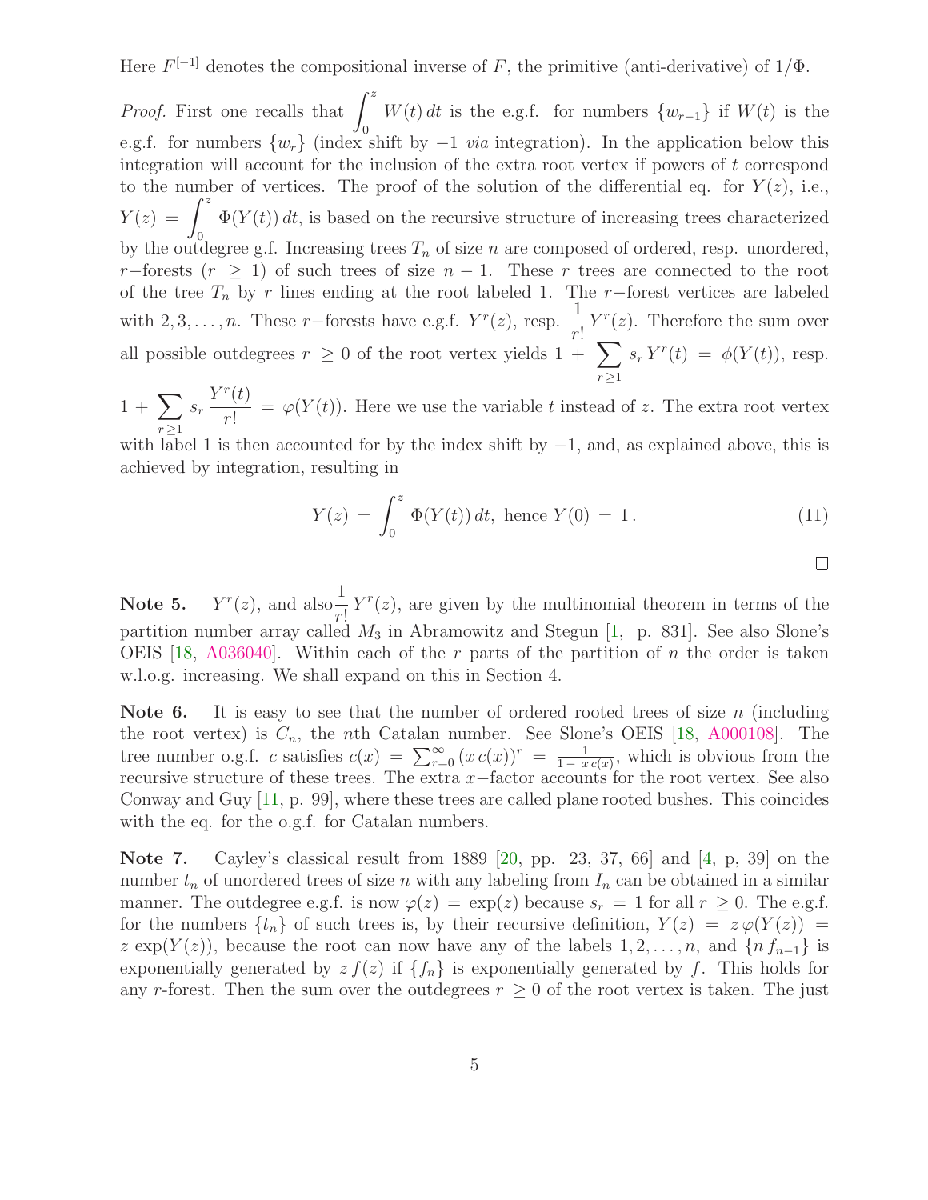Here $F^{[-1]}$ denotes the compositional inverse of $F$, the primitive (anti-derivative) of $1/\Phi$.

*Proof.* First one recalls that $\int_0^z W(t)\,dt$ is the e.g.f. for numbers $\{w_{r-1}\}$ if $W(t)$ is the e.g.f. for numbers $\{w_r\}$ (index shift by $-1$ *via* integration). In the application below this integration will account for the inclusion of the extra root vertex if powers of $t$ correspond to the number of vertices. The proof of the solution of the differential eq. for $Y(z)$, i.e., $Y(z) = \int_0^z \Phi(Y(t))\,dt$, is based on the recursive structure of increasing trees characterized by the outdegree g.f. Increasing trees $T_n$ of size $n$ are composed of ordered, resp. unordered, $r-$forests ($r \geq 1$) of such trees of size $n-1$. These $r$ trees are connected to the root of the tree $T_n$ by $r$ lines ending at the root labeled 1. The $r-$forest vertices are labeled with $2, 3, \ldots, n$. These $r-$forests have e.g.f. $Y^r(z)$, resp. $\frac{1}{r!}\,Y^r(z)$. Therefore the sum over all possible outdegrees $r \geq 0$ of the root vertex yields $1 + \sum_{r\geq 1} s_r\, Y^r(t) = \phi(Y(t))$, resp. $1 + \sum_{r\geq 1} s_r\, \frac{Y^r(t)}{r!} = \varphi(Y(t))$. Here we use the variable $t$ instead of $z$. The extra root vertex with label 1 is then accounted for by the index shift by $-1$, and, as explained above, this is achieved by integration, resulting in

$$Y(z) = \int_0^z \Phi(Y(t))\,dt, \text{ hence } Y(0) = 1\,. \tag{11}$$

□

**Note 5.** $Y^r(z)$, and also $\frac{1}{r!}\,Y^r(z)$, are given by the multinomial theorem in terms of the partition number array called $M_3$ in Abramowitz and Stegun [1, p. 831]. See also Slone's OEIS [18, A036040]. Within each of the $r$ parts of the partition of $n$ the order is taken w.l.o.g. increasing. We shall expand on this in Section 4.

**Note 6.** It is easy to see that the number of ordered rooted trees of size $n$ (including the root vertex) is $C_n$, the $n$th Catalan number. See Slone's OEIS [18, A000108]. The tree number o.g.f. $c$ satisfies $c(x) = \sum_{r=0}^{\infty} (x\,c(x))^r = \frac{1}{1-\,x\,c(x)}$, which is obvious from the recursive structure of these trees. The extra $x-$factor accounts for the root vertex. See also Conway and Guy [11, p. 99], where these trees are called plane rooted bushes. This coincides with the eq. for the o.g.f. for Catalan numbers.

**Note 7.** Cayley's classical result from 1889 [20, pp. 23, 37, 66] and [4, p, 39] on the number $t_n$ of unordered trees of size $n$ with any labeling from $I_n$ can be obtained in a similar manner. The outdegree e.g.f. is now $\varphi(z) = \exp(z)$ because $s_r = 1$ for all $r \geq 0$. The e.g.f. for the numbers $\{t_n\}$ of such trees is, by their recursive definition, $Y(z) = z\,\varphi(Y(z)) = z\,\exp(Y(z))$, because the root can now have any of the labels $1, 2, \ldots, n$, and $\{n\, f_{n-1}\}$ is exponentially generated by $z\,f(z)$ if $\{f_n\}$ is exponentially generated by $f$. This holds for any $r$-forest. Then the sum over the outdegrees $r \geq 0$ of the root vertex is taken. The just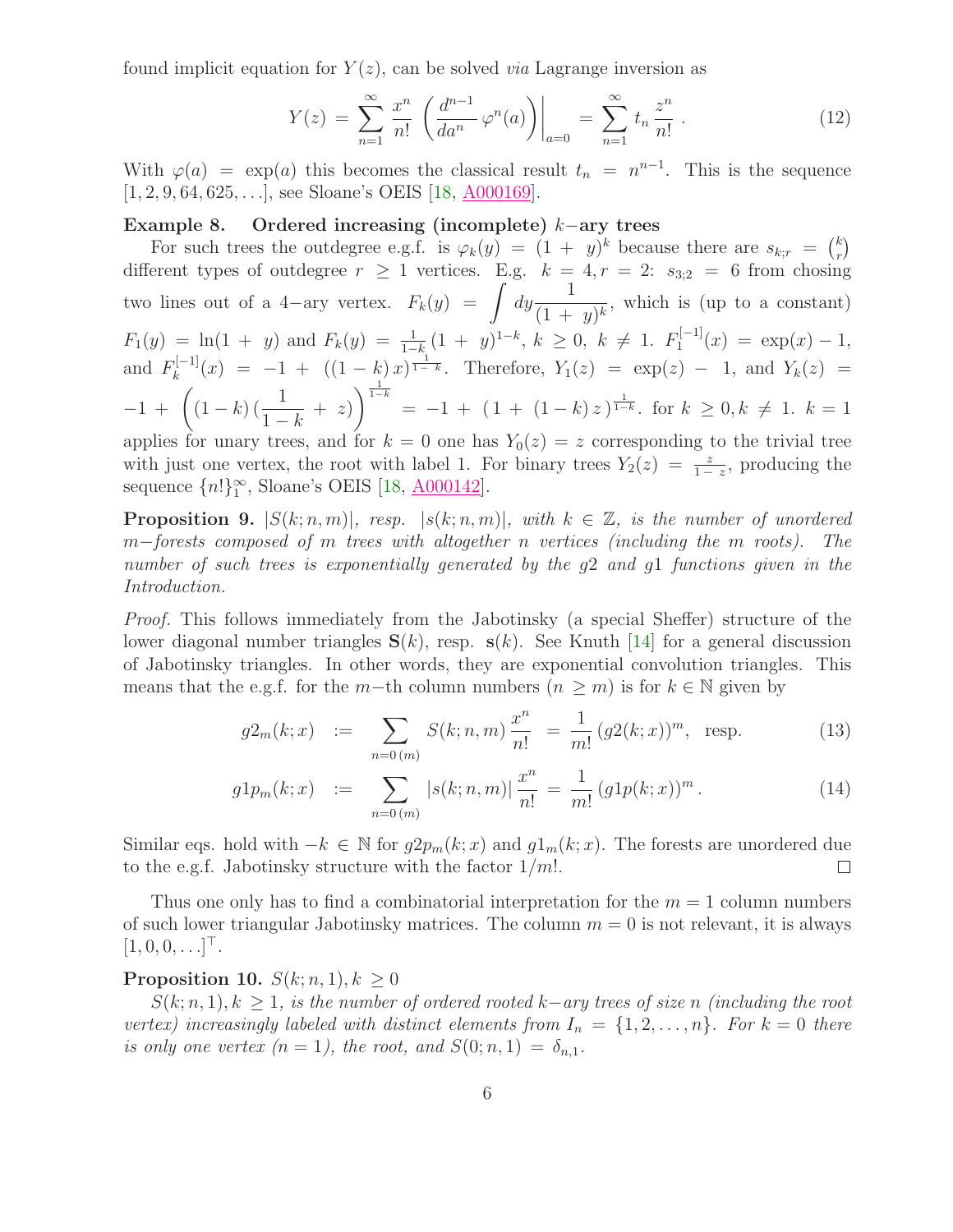found implicit equation for $Y(z)$, can be solved *via* Lagrange inversion as

$$Y(z) \,=\, \sum_{n=1}^{\infty} \frac{x^n}{n!}\, \left(\frac{d^{n-1}}{da^n}\,\varphi^n(a)\right)\Big|_{a=0} \,=\, \sum_{n=1}^{\infty} t_n\,\frac{z^n}{n!}\;. \tag{12}$$

With $\varphi(a) = \exp(a)$ this becomes the classical result $t_n = n^{n-1}$. This is the sequence $[1, 2, 9, 64, 625, \ldots]$, see Sloane's OEIS [18, A000169].

**Example 8. Ordered increasing (incomplete) $k-$ary trees**

For such trees the outdegree e.g.f. is $\varphi_k(y) = (1 + y)^k$ because there are $s_{k;r} = \binom{k}{r}$ different types of outdegree $r \geq 1$ vertices. E.g. $k = 4, r = 2$: $s_{3;2} = 6$ from chosing two lines out of a $4-$ary vertex. $F_k(y) = \int dy \frac{1}{(1 + y)^k}$, which is (up to a constant) $F_1(y) = \ln(1 + y)$ and $F_k(y) = \frac{1}{1-k}\,(1 + y)^{1-k}$, $k \geq 0,\ k \neq 1$. $F_1^{[-1]}(x) = \exp(x) - 1$, and $F_k^{[-1]}(x) = -1 + ((1-k)\,x)^{\frac{1}{1-k}}$. Therefore, $Y_1(z) = \exp(z) - 1$, and $Y_k(z) = -1 + \left((1-k)\,(\frac{1}{1-k} + z)\right)^{\frac{1}{1-k}} = -1 + (1 + (1-k)\,z)^{\frac{1}{1-k}}$. for $k \geq 0, k \neq 1$. $k = 1$ applies for unary trees, and for $k = 0$ one has $Y_0(z) = z$ corresponding to the trivial tree with just one vertex, the root with label 1. For binary trees $Y_2(z) = \frac{z}{1-z}$, producing the sequence $\{n!\}_1^{\infty}$, Sloane's OEIS [18, A000142].

**Proposition 9.** *$|S(k;n,m)|$, resp. $|s(k;n,m)|$, with $k \in \mathbb{Z}$, is the number of unordered $m-$forests composed of $m$ trees with altogether $n$ vertices (including the $m$ roots). The number of such trees is exponentially generated by the $g2$ and $g1$ functions given in the Introduction.*

*Proof.* This follows immediately from the Jabotinsky (a special Sheffer) structure of the lower diagonal number triangles $\mathbf{S}(k)$, resp. $\mathbf{s}(k)$. See Knuth [14] for a general discussion of Jabotinsky triangles. In other words, they are exponential convolution triangles. This means that the e.g.f. for the $m-$th column numbers ($n \geq m$) is for $k \in \mathbb{N}$ given by

$$g2_m(k;x) \;:=\; \sum_{n=0\,(m)} S(k;n,m)\,\frac{x^n}{n!} \;=\; \frac{1}{m!}\,(g2(k;x))^m, \;\text{ resp.} \tag{13}$$

$$g1p_m(k;x) \;:=\; \sum_{n=0\,(m)} |s(k;n,m)|\,\frac{x^n}{n!} \;=\; \frac{1}{m!}\,(g1p(k;x))^m\,. \tag{14}$$

Similar eqs. hold with $-k \in \mathbb{N}$ for $g2p_m(k;x)$ and $g1_m(k;x)$. The forests are unordered due to the e.g.f. Jabotinsky structure with the factor $1/m!$. $\square$

Thus one only has to find a combinatorial interpretation for the $m = 1$ column numbers of such lower triangular Jabotinsky matrices. The column $m = 0$ is not relevant, it is always $[1, 0, 0, \ldots]^{\top}$.

**Proposition 10.** $S(k;n,1), k \geq 0$

*$S(k;n,1), k \geq 1$, is the number of ordered rooted $k-$ary trees of size $n$ (including the root vertex) increasingly labeled with distinct elements from $I_n = \{1, 2, \ldots, n\}$. For $k = 0$ there is only one vertex ($n = 1$), the root, and $S(0;n,1) = \delta_{n,1}$.*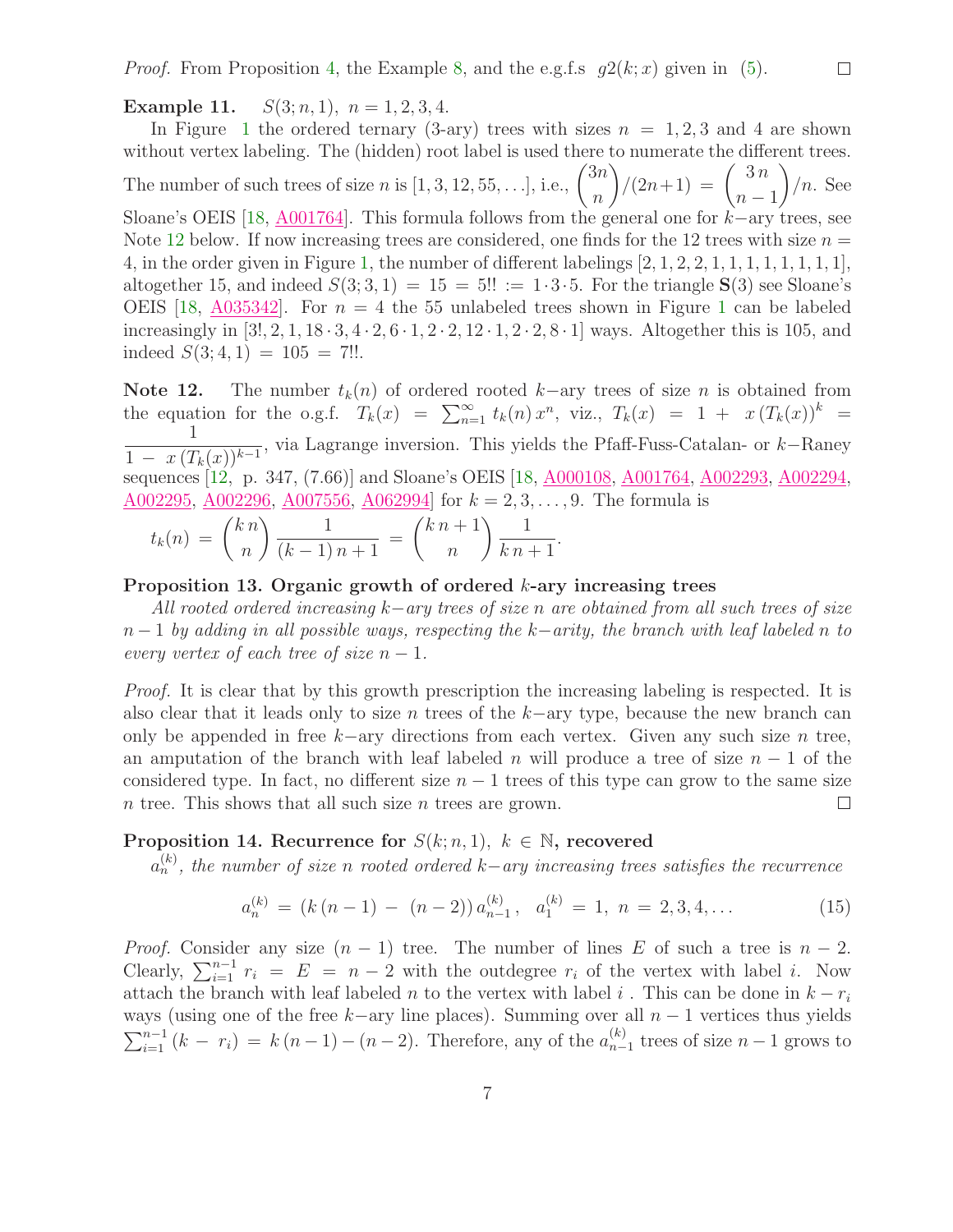*Proof.* From Proposition 4, the Example 8, and the e.g.f.s $g2(k;x)$ given in (5). ☐

**Example 11.** $S(3;n,1),\ n=1,2,3,4.$

In Figure 1 the ordered ternary (3-ary) trees with sizes $n = 1,2,3$ and 4 are shown without vertex labeling. The (hidden) root label is used there to numerate the different trees. The number of such trees of size $n$ is $[1,3,12,55,\ldots]$, i.e., $\binom{3n}{n}/(2n+1) = \binom{3\,n}{n-1}/n$. See Sloane's OEIS [18, A001764]. This formula follows from the general one for $k-$ary trees, see Note 12 below. If now increasing trees are considered, one finds for the 12 trees with size $n = 4$, in the order given in Figure 1, the number of different labelings $[2,1,2,2,1,1,1,1,1,1,1,1]$, altogether 15, and indeed $S(3;3,1) = 15 = 5!! := 1\cdot 3\cdot 5$. For the triangle $\mathbf{S}(3)$ see Sloane's OEIS [18, A035342]. For $n = 4$ the 55 unlabeled trees shown in Figure 1 can be labeled increasingly in $[3!, 2, 1, 18\cdot 3, 4\cdot 2, 6\cdot 1, 2\cdot 2, 12\cdot 1, 2\cdot 2, 8\cdot 1]$ ways. Altogether this is 105, and indeed $S(3;4,1) = 105 = 7!!$.

**Note 12.** The number $t_k(n)$ of ordered rooted $k-$ary trees of size $n$ is obtained from the equation for the o.g.f. $T_k(x) = \sum_{n=1}^{\infty} t_k(n)\,x^n$, viz., $T_k(x) = 1 + x\,(T_k(x))^k = \dfrac{1}{1 - x\,(T_k(x))^{k-1}}$, via Lagrange inversion. This yields the Pfaff-Fuss-Catalan- or $k-$Raney sequences [12, p. 347, (7.66)] and Sloane's OEIS [18, A000108, A001764, A002293, A002294, A002295, A002296, A007556, A062994] for $k = 2,3,\ldots,9$. The formula is

$$t_k(n) = \binom{k\,n}{n}\frac{1}{(k-1)\,n+1} = \binom{k\,n+1}{n}\frac{1}{k\,n+1}.$$

**Proposition 13. Organic growth of ordered $k$-ary increasing trees**

*All rooted ordered increasing $k-$ary trees of size $n$ are obtained from all such trees of size $n-1$ by adding in all possible ways, respecting the $k-$arity, the branch with leaf labeled $n$ to every vertex of each tree of size $n-1$.*

*Proof.* It is clear that by this growth prescription the increasing labeling is respected. It is also clear that it leads only to size $n$ trees of the $k-$ary type, because the new branch can only be appended in free $k-$ary directions from each vertex. Given any such size $n$ tree, an amputation of the branch with leaf labeled $n$ will produce a tree of size $n-1$ of the considered type. In fact, no different size $n-1$ trees of this type can grow to the same size $n$ tree. This shows that all such size $n$ trees are grown. ☐

**Proposition 14. Recurrence for $S(k;n,1),\ k\in\mathbb{N}$, recovered**

*$a_n^{(k)}$, the number of size $n$ rooted ordered $k-$ary increasing trees satisfies the recurrence*

$$a_n^{(k)} = (k\,(n-1) - (n-2))\,a_{n-1}^{(k)}\,,\quad a_1^{(k)} = 1,\ n = 2,3,4,\ldots \tag{15}$$

*Proof.* Consider any size $(n-1)$ tree. The number of lines $E$ of such a tree is $n-2$. Clearly, $\sum_{i=1}^{n-1} r_i = E = n-2$ with the outdegree $r_i$ of the vertex with label $i$. Now attach the branch with leaf labeled $n$ to the vertex with label $i$. This can be done in $k - r_i$ ways (using one of the free $k-$ary line places). Summing over all $n-1$ vertices thus yields $\sum_{i=1}^{n-1}(k - r_i) = k\,(n-1) - (n-2)$. Therefore, any of the $a_{n-1}^{(k)}$ trees of size $n-1$ grows to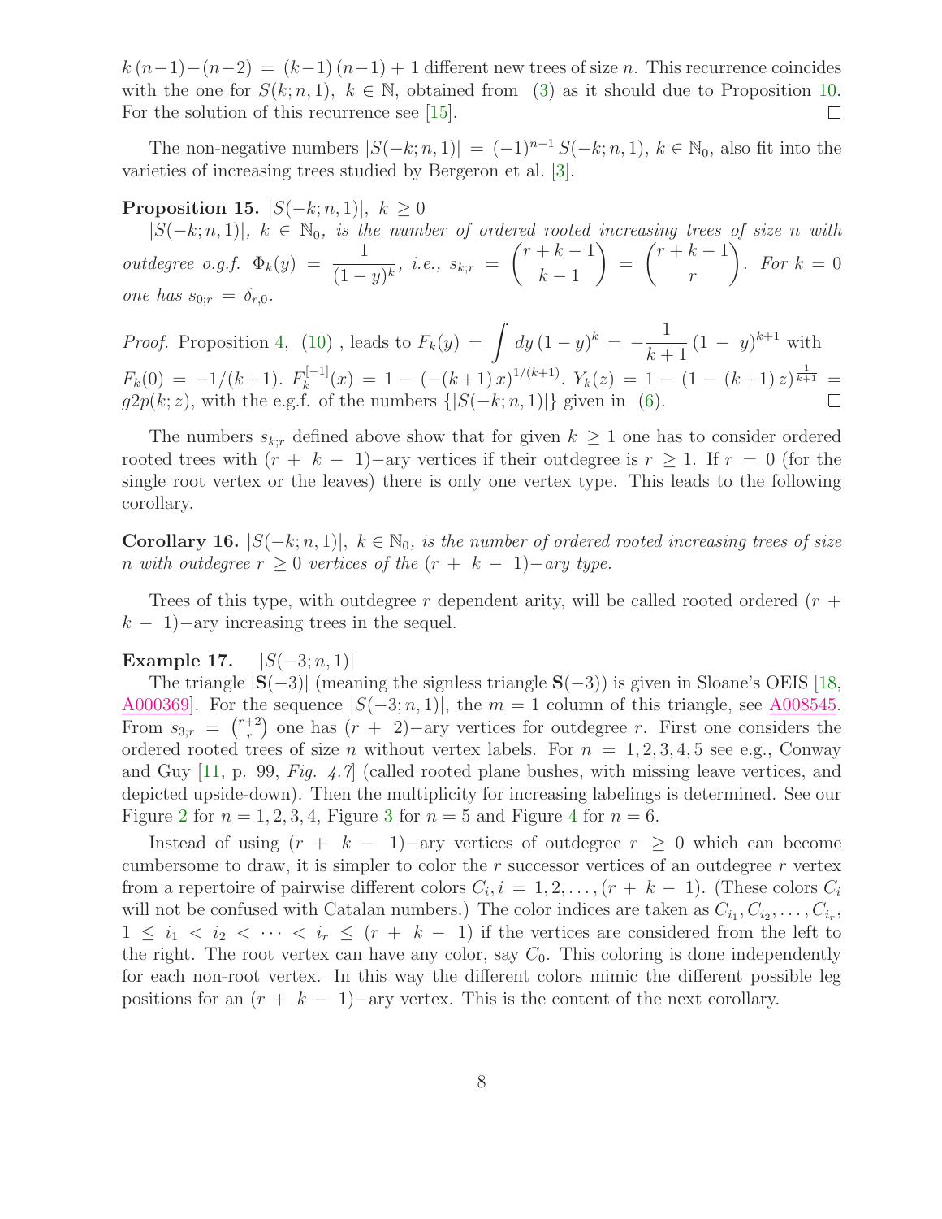$k\,(n-1) - (n-2) \,=\, (k-1)\,(n-1) + 1$ different new trees of size $n$. This recurrence coincides with the one for $S(k;n,1),\ k \in \mathbb{N}$, obtained from (3) as it should due to Proposition 10. For the solution of this recurrence see [15]. □

The non-negative numbers $|S(-k;n,1)| \,=\, (-1)^{n-1}\,S(-k;n,1),\ k \in \mathbb{N}_0$, also fit into the varieties of increasing trees studied by Bergeron et al. [3].

**Proposition 15.** $|S(-k;n,1)|,\ k \geq 0$

*$|S(-k;n,1)|,\ k \in \mathbb{N}_0$, is the number of ordered rooted increasing trees of size $n$ with outdegree o.g.f. $\Phi_k(y) \,=\, \dfrac{1}{(1-y)^k}$, i.e., $s_{k;r} \,=\, \dbinom{r+k-1}{k-1} \,=\, \dbinom{r+k-1}{r}$. For $k = 0$ one has $s_{0;r} \,=\, \delta_{r,0}$.*

*Proof.* Proposition 4, (10) , leads to $F_k(y) \,=\, \displaystyle\int dy\,(1-y)^k \,=\, -\frac{1}{k+1}\,(1\,-\,y)^{k+1}$ with $F_k(0) \,=\, -1/(k+1)$. $F_k^{[-1]}(x) \,=\, 1 - (-(k+1)\,x)^{1/(k+1)}$. $Y_k(z) \,=\, 1 - (1 - (k+1)\,z)^{\frac{1}{k+1}} \,=\, g2p(k;z)$, with the e.g.f. of the numbers $\{|S(-k;n,1)|\}$ given in (6). □

The numbers $s_{k;r}$ defined above show that for given $k \geq 1$ one has to consider ordered rooted trees with $(r\,+\,k\,-\,1)-$ary vertices if their outdegree is $r \geq 1$. If $r \,=\, 0$ (for the single root vertex or the leaves) there is only one vertex type. This leads to the following corollary.

**Corollary 16.** *$|S(-k;n,1)|,\ k \in \mathbb{N}_0$, is the number of ordered rooted increasing trees of size $n$ with outdegree $r \geq 0$ vertices of the $(r\,+\,k\,-\,1)-$ary type.*

Trees of this type, with outdegree $r$ dependent arity, will be called rooted ordered $(r\,+\,k\,-\,1)-$ary increasing trees in the sequel.

**Example 17.** $|S(-3;n,1)|$

The triangle $|\mathbf{S}(-3)|$ (meaning the signless triangle $\mathbf{S}(-3)$) is given in Sloane's OEIS [18, A000369]. For the sequence $|S(-3;n,1)|$, the $m = 1$ column of this triangle, see A008545. From $s_{3;r} \,=\, \binom{r+2}{r}$ one has $(r\,+\,2)-$ary vertices for outdegree $r$. First one considers the ordered rooted trees of size $n$ without vertex labels. For $n \,=\, 1,2,3,4,5$ see e.g., Conway and Guy [11, p. 99, *Fig. 4.7*] (called rooted plane bushes, with missing leave vertices, and depicted upside-down). Then the multiplicity for increasing labelings is determined. See our Figure 2 for $n = 1,2,3,4$, Figure 3 for $n = 5$ and Figure 4 for $n = 6$.

Instead of using $(r\,+\,k\,-\,1)-$ary vertices of outdegree $r \geq 0$ which can become cumbersome to draw, it is simpler to color the $r$ successor vertices of an outdegree $r$ vertex from a repertoire of pairwise different colors $C_i, i \,=\, 1,2,\ldots,(r\,+\,k\,-\,1)$. (These colors $C_i$ will not be confused with Catalan numbers.) The color indices are taken as $C_{i_1}, C_{i_2},\ldots, C_{i_r}$, $1 \,\leq\, i_1 \,<\, i_2 \,<\, \cdots \,<\, i_r \,\leq\, (r\,+\,k\,-\,1)$ if the vertices are considered from the left to the right. The root vertex can have any color, say $C_0$. This coloring is done independently for each non-root vertex. In this way the different colors mimic the different possible leg positions for an $(r\,+\,k\,-\,1)-$ary vertex. This is the content of the next corollary.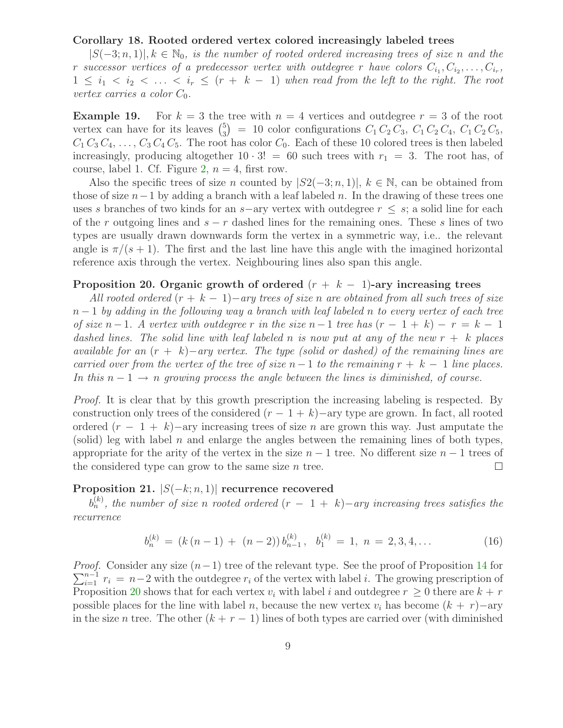**Corollary 18. Rooted ordered vertex colored increasingly labeled trees**

*$|S(-3;n,1)|, k \in \mathbb{N}_0$, is the number of rooted ordered increasing trees of size $n$ and the $r$ successor vertices of a predecessor vertex with outdegree $r$ have colors $C_{i_1}, C_{i_2}, \ldots, C_{i_r}$, $1 \le i_1 < i_2 < \ldots < i_r \le (r + k - 1)$ when read from the left to the right. The root vertex carries a color $C_0$.*

**Example 19.** For $k = 3$ the tree with $n = 4$ vertices and outdegree $r = 3$ of the root vertex can have for its leaves $\binom{5}{3} = 10$ color configurations $C_1\, C_2\, C_3$, $C_1\, C_2\, C_4$, $C_1\, C_2\, C_5$, $C_1\, C_3\, C_4, \ldots, C_3\, C_4\, C_5$. The root has color $C_0$. Each of these 10 colored trees is then labeled increasingly, producing altogether $10 \cdot 3! = 60$ such trees with $r_1 = 3$. The root has, of course, label 1. Cf. Figure 2, $n = 4$, first row.

Also the specific trees of size $n$ counted by $|S2(-3;n,1)|$, $k \in \mathbb{N}$, can be obtained from those of size $n-1$ by adding a branch with a leaf labeled $n$. In the drawing of these trees one uses $s$ branches of two kinds for an $s-$ary vertex with outdegree $r \le s$; a solid line for each of the $r$ outgoing lines and $s - r$ dashed lines for the remaining ones. These $s$ lines of two types are usually drawn downwards form the vertex in a symmetric way, i.e.. the relevant angle is $\pi/(s+1)$. The first and the last line have this angle with the imagined horizontal reference axis through the vertex. Neighbouring lines also span this angle.

**Proposition 20. Organic growth of ordered $(r + k - 1)$-ary increasing trees**

*All rooted ordered $(r + k - 1)-$ary trees of size $n$ are obtained from all such trees of size $n-1$ by adding in the following way a branch with leaf labeled $n$ to every vertex of each tree of size $n-1$. A vertex with outdegree $r$ in the size $n-1$ tree has $(r - 1 + k) - r = k - 1$ dashed lines. The solid line with leaf labeled $n$ is now put at any of the new $r + k$ places available for an $(r + k)-$ary vertex. The type (solid or dashed) of the remaining lines are carried over from the vertex of the tree of size $n-1$ to the remaining $r + k - 1$ line places. In this $n-1 \to n$ growing process the angle between the lines is diminished, of course.*

*Proof.* It is clear that by this growth prescription the increasing labeling is respected. By construction only trees of the considered $(r - 1 + k)-$ary type are grown. In fact, all rooted ordered $(r - 1 + k)-$ary increasing trees of size $n$ are grown this way. Just amputate the (solid) leg with label $n$ and enlarge the angles between the remaining lines of both types, appropriate for the arity of the vertex in the size $n-1$ tree. No different size $n-1$ trees of the considered type can grow to the same size $n$ tree. □

**Proposition 21. $|S(-k;n,1)|$ recurrence recovered**

*$b_n^{(k)}$, the number of size $n$ rooted ordered $(r - 1 + k)-$ary increasing trees satisfies the recurrence*

$$b_n^{(k)} = (k\,(n-1) + (n-2))\, b_{n-1}^{(k)}\,, \quad b_1^{(k)} = 1,\ n = 2,3,4,\ldots \tag{16}$$

*Proof.* Consider any size $(n-1)$ tree of the relevant type. See the proof of Proposition 14 for $\sum_{i=1}^{n-1} r_i = n-2$ with the outdegree $r_i$ of the vertex with label $i$. The growing prescription of Proposition 20 shows that for each vertex $v_i$ with label $i$ and outdegree $r \ge 0$ there are $k + r$ possible places for the line with label $n$, because the new vertex $v_i$ has become $(k + r)-$ary in the size $n$ tree. The other $(k + r - 1)$ lines of both types are carried over (with diminished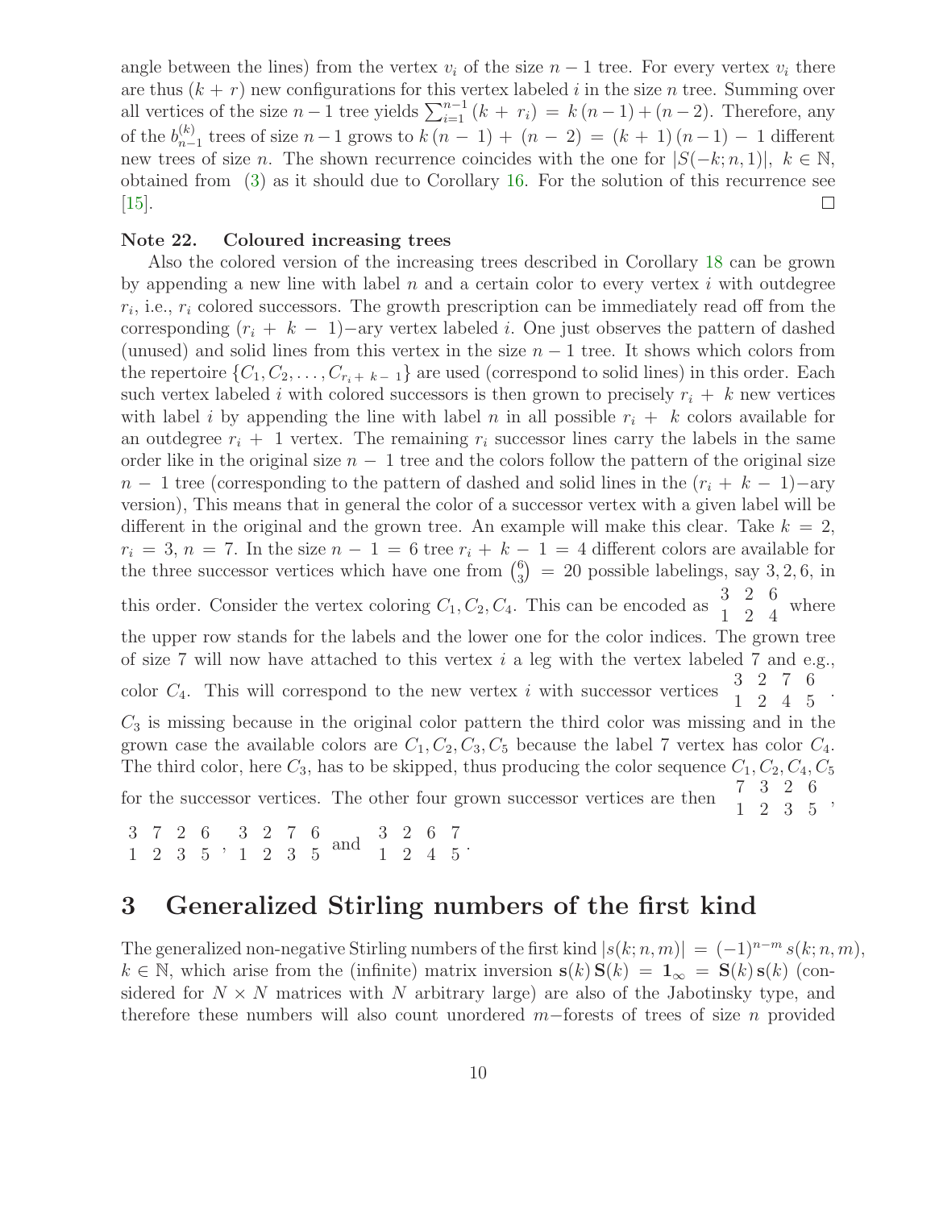angle between the lines) from the vertex $v_i$ of the size $n-1$ tree. For every vertex $v_i$ there are thus $(k+r)$ new configurations for this vertex labeled $i$ in the size $n$ tree. Summing over all vertices of the size $n-1$ tree yields $\sum_{i=1}^{n-1}(k + r_i) = k\,(n-1)+(n-2)$. Therefore, any of the $b_{n-1}^{(k)}$ trees of size $n-1$ grows to $k\,(n-1) + (n-2) = (k+1)\,(n-1) - 1$ different new trees of size $n$. The shown recurrence coincides with the one for $|S(-k;n,1)|,\ k \in \mathbb{N}$, obtained from (3) as it should due to Corollary 16. For the solution of this recurrence see [15]. □

**Note 22. Coloured increasing trees**

Also the colored version of the increasing trees described in Corollary 18 can be grown by appending a new line with label $n$ and a certain color to every vertex $i$ with outdegree $r_i$, i.e., $r_i$ colored successors. The growth prescription can be immediately read off from the corresponding $(r_i + k - 1)-$ary vertex labeled $i$. One just observes the pattern of dashed (unused) and solid lines from this vertex in the size $n-1$ tree. It shows which colors from the repertoire $\{C_1, C_2, \ldots, C_{r_i + k - 1}\}$ are used (correspond to solid lines) in this order. Each such vertex labeled $i$ with colored successors is then grown to precisely $r_i + k$ new vertices with label $i$ by appending the line with label $n$ in all possible $r_i + k$ colors available for an outdegree $r_i + 1$ vertex. The remaining $r_i$ successor lines carry the labels in the same order like in the original size $n-1$ tree and the colors follow the pattern of the original size $n-1$ tree (corresponding to the pattern of dashed and solid lines in the $(r_i + k - 1)-$ary version), This means that in general the color of a successor vertex with a given label will be different in the original and the grown tree. An example will make this clear. Take $k = 2$, $r_i = 3$, $n = 7$. In the size $n-1 = 6$ tree $r_i + k - 1 = 4$ different colors are available for the three successor vertices which have one from $\binom{6}{3} = 20$ possible labelings, say $3, 2, 6$, in this order. Consider the vertex coloring $C_1, C_2, C_4$. This can be encoded as $\begin{matrix} 3 & 2 & 6 \\ 1 & 2 & 4 \end{matrix}$ where the upper row stands for the labels and the lower one for the color indices. The grown tree of size 7 will now have attached to this vertex $i$ a leg with the vertex labeled 7 and e.g., color $C_4$. This will correspond to the new vertex $i$ with successor vertices $\begin{matrix} 3 & 2 & 7 & 6 \\ 1 & 2 & 4 & 5 \end{matrix}$. $C_3$ is missing because in the original color pattern the third color was missing and in the grown case the available colors are $C_1, C_2, C_3, C_5$ because the label 7 vertex has color $C_4$. The third color, here $C_3$, has to be skipped, thus producing the color sequence $C_1, C_2, C_4, C_5$ for the successor vertices. The other four grown successor vertices are then $\begin{matrix} 7 & 3 & 2 & 6 \\ 1 & 2 & 3 & 5 \end{matrix}$, $\begin{matrix} 3 & 7 & 2 & 6 \\ 1 & 2 & 3 & 5 \end{matrix}$, $\begin{matrix} 3 & 2 & 7 & 6 \\ 1 & 2 & 3 & 5 \end{matrix}$ and $\begin{matrix} 3 & 2 & 6 & 7 \\ 1 & 2 & 4 & 5 \end{matrix}$.

# 3 Generalized Stirling numbers of the first kind

The generalized non-negative Stirling numbers of the first kind $|s(k;n,m)| = (-1)^{n-m}\,s(k;n,m)$, $k \in \mathbb{N}$, which arise from the (infinite) matrix inversion $\mathbf{s}(k)\,\mathbf{S}(k) = \mathbf{1}_\infty = \mathbf{S}(k)\,\mathbf{s}(k)$ (considered for $N \times N$ matrices with $N$ arbitrary large) are also of the Jabotinsky type, and therefore these numbers will also count unordered $m-$forests of trees of size $n$ provided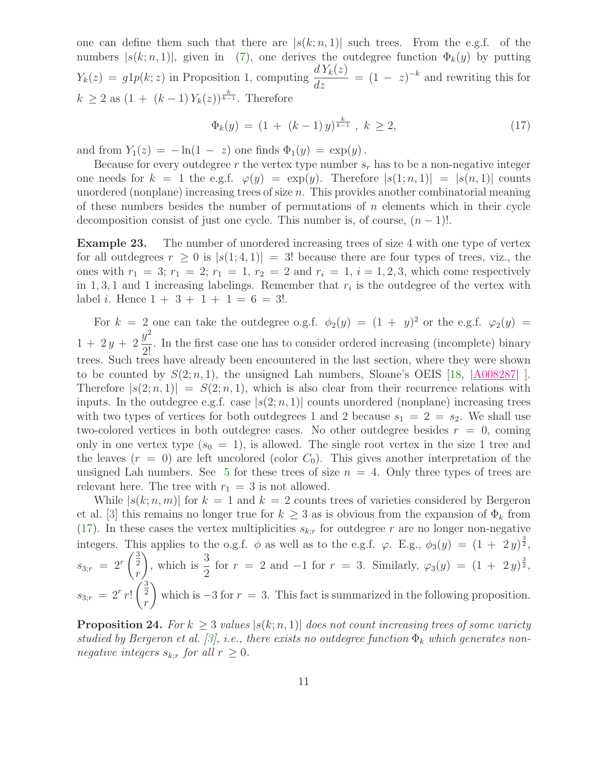one can define them such that there are $|s(k;n,1)|$ such trees. From the e.g.f. of the numbers $|s(k;n,1)|$, given in (7), one derives the outdegree function $\Phi_k(y)$ by putting $Y_k(z) = g1p(k;z)$ in Proposition 1, computing $\frac{d\,Y_k(z)}{dz} = (1-z)^{-k}$ and rewriting this for $k \geq 2$ as $(1 + (k-1)\,Y_k(z))^{\frac{k}{k-1}}$. Therefore

$$\Phi_k(y) = (1 + (k-1)\,y)^{\frac{k}{k-1}}\ ,\ k \geq 2, \tag{17}$$

and from $Y_1(z) = -\ln(1-z)$ one finds $\Phi_1(y) = \exp(y)$.

Because for every outdegree $r$ the vertex type number $s_r$ has to be a non-negative integer one needs for $k = 1$ the e.g.f. $\varphi(y) = \exp(y)$. Therefore $|s(1;n,1)| = |s(n,1)|$ counts unordered (nonplane) increasing trees of size $n$. This provides another combinatorial meaning of these numbers besides the number of permutations of $n$ elements which in their cycle decomposition consist of just one cycle. This number is, of course, $(n-1)!$.

**Example 23.** The number of unordered increasing trees of size 4 with one type of vertex for all outdegrees $r \geq 0$ is $|s(1;4,1)| = 3!$ because there are four types of trees, viz., the ones with $r_1 = 3$; $r_1 = 2$; $r_1 = 1$, $r_2 = 2$ and $r_i = 1$, $i = 1,2,3$, which come respectively in $1, 3, 1$ and $1$ increasing labelings. Remember that $r_i$ is the outdegree of the vertex with label $i$. Hence $1 + 3 + 1 + 1 = 6 = 3!$.

For $k = 2$ one can take the outdegree o.g.f. $\phi_2(y) = (1+y)^2$ or the e.g.f. $\varphi_2(y) = 1 + 2\,y + 2\,\frac{y^2}{2!}$. In the first case one has to consider ordered increasing (incomplete) binary trees. Such trees have already been encountered in the last section, where they were shown to be counted by $S(2;n,1)$, the unsigned Lah numbers, Sloane's OEIS [18, |A008287| ]. Therefore $|s(2;n,1)| = S(2;n,1)$, which is also clear from their recurrence relations with inputs. In the outdegree e.g.f. case $|s(2;n,1)|$ counts unordered (nonplane) increasing trees with two types of vertices for both outdegrees 1 and 2 because $s_1 = 2 = s_2$. We shall use two-colored vertices in both outdegree cases. No other outdegree besides $r = 0$, coming only in one vertex type ($s_0 = 1$), is allowed. The single root vertex in the size 1 tree and the leaves ($r = 0$) are left uncolored (color $C_0$). This gives another interpretation of the unsigned Lah numbers. See 5 for these trees of size $n = 4$. Only three types of trees are relevant here. The tree with $r_1 = 3$ is not allowed.

While $|s(k;n,m)|$ for $k = 1$ and $k = 2$ counts trees of varieties considered by Bergeron et al. [3] this remains no longer true for $k \geq 3$ as is obvious from the expansion of $\Phi_k$ from (17). In these cases the vertex multiplicities $s_{k;r}$ for outdegree $r$ are no longer non-negative integers. This applies to the o.g.f. $\phi$ as well as to the e.g.f. $\varphi$. E.g., $\phi_3(y) = (1 + 2\,y)^{\frac{3}{2}}$, $s_{3;r} = 2^r \binom{\frac{3}{2}}{r}$, which is $\frac{3}{2}$ for $r = 2$ and $-1$ for $r = 3$. Similarly, $\varphi_3(y) = (1 + 2\,y)^{\frac{3}{2}}$, $s_{3;r} = 2^r\,r!\binom{\frac{3}{2}}{r}$ which is $-3$ for $r = 3$. This fact is summarized in the following proposition.

**Proposition 24.** *For $k \geq 3$ values $|s(k;n,1)|$ does not count increasing trees of some variety studied by Bergeron et al. [3], i.e., there exists no outdegree function $\Phi_k$ which generates non-negative integers $s_{k;r}$ for all $r \geq 0$.*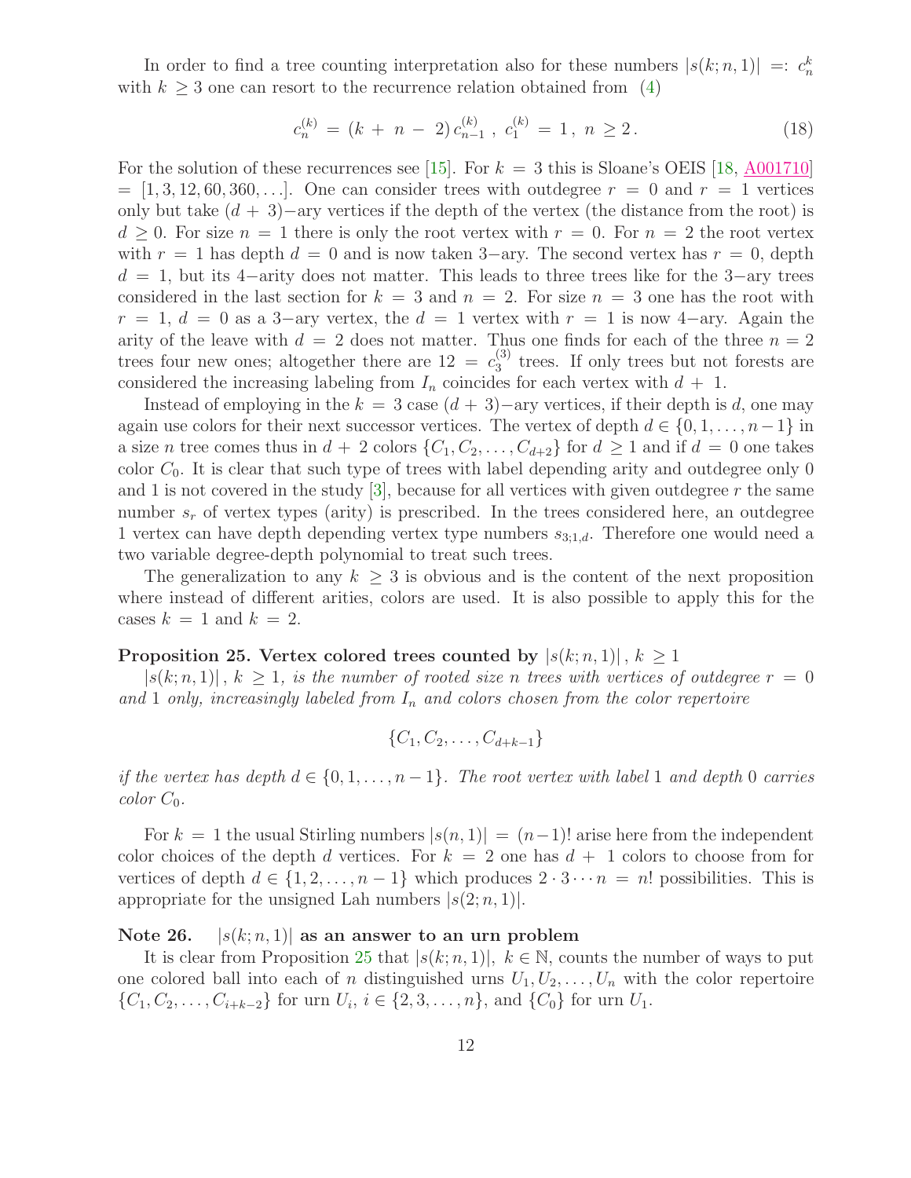In order to find a tree counting interpretation also for these numbers $|s(k;n,1)| =: c_n^k$ with $k \geq 3$ one can resort to the recurrence relation obtained from (4)

$$c_n^{(k)} = (k + n - 2)\, c_{n-1}^{(k)}\,,\ c_1^{(k)} = 1\,,\ n \geq 2\,. \tag{18}$$

For the solution of these recurrences see [15]. For $k = 3$ this is Sloane's OEIS [18, A001710] $= [1, 3, 12, 60, 360, \ldots]$. One can consider trees with outdegree $r = 0$ and $r = 1$ vertices only but take $(d+3)-$ary vertices if the depth of the vertex (the distance from the root) is $d \geq 0$. For size $n = 1$ there is only the root vertex with $r = 0$. For $n = 2$ the root vertex with $r = 1$ has depth $d = 0$ and is now taken $3-$ary. The second vertex has $r = 0$, depth $d = 1$, but its $4-$arity does not matter. This leads to three trees like for the $3-$ary trees considered in the last section for $k = 3$ and $n = 2$. For size $n = 3$ one has the root with $r = 1$, $d = 0$ as a $3-$ary vertex, the $d = 1$ vertex with $r = 1$ is now $4-$ary. Again the arity of the leave with $d = 2$ does not matter. Thus one finds for each of the three $n = 2$ trees four new ones; altogether there are $12 = c_3^{(3)}$ trees. If only trees but not forests are considered the increasing labeling from $I_n$ coincides for each vertex with $d + 1$.

Instead of employing in the $k = 3$ case $(d+3)-$ary vertices, if their depth is $d$, one may again use colors for their next successor vertices. The vertex of depth $d \in \{0, 1, \ldots, n-1\}$ in a size $n$ tree comes thus in $d + 2$ colors $\{C_1, C_2, \ldots, C_{d+2}\}$ for $d \geq 1$ and if $d = 0$ one takes color $C_0$. It is clear that such type of trees with label depending arity and outdegree only 0 and 1 is not covered in the study [3], because for all vertices with given outdegree $r$ the same number $s_r$ of vertex types (arity) is prescribed. In the trees considered here, an outdegree 1 vertex can have depth depending vertex type numbers $s_{3;1,d}$. Therefore one would need a two variable degree-depth polynomial to treat such trees.

The generalization to any $k \geq 3$ is obvious and is the content of the next proposition where instead of different arities, colors are used. It is also possible to apply this for the cases $k = 1$ and $k = 2$.

**Proposition 25. Vertex colored trees counted by $|s(k;n,1)|$, $k \geq 1$**

*$|s(k;n,1)|$, $k \geq 1$, is the number of rooted size $n$ trees with vertices of outdegree $r = 0$ and 1 only, increasingly labeled from $I_n$ and colors chosen from the color repertoire*

$$\{C_1, C_2, \ldots, C_{d+k-1}\}$$

*if the vertex has depth $d \in \{0, 1, \ldots, n-1\}$. The root vertex with label 1 and depth 0 carries color $C_0$.*

For $k = 1$ the usual Stirling numbers $|s(n,1)| = (n-1)!$ arise here from the independent color choices of the depth $d$ vertices. For $k = 2$ one has $d + 1$ colors to choose from for vertices of depth $d \in \{1, 2, \ldots, n-1\}$ which produces $2 \cdot 3 \cdots n = n!$ possibilities. This is appropriate for the unsigned Lah numbers $|s(2;n,1)|$.

**Note 26.** $|s(k;n,1)|$ **as an answer to an urn problem**

It is clear from Proposition 25 that $|s(k;n,1)|$, $k \in \mathbb{N}$, counts the number of ways to put one colored ball into each of $n$ distinguished urns $U_1, U_2, \ldots, U_n$ with the color repertoire $\{C_1, C_2, \ldots, C_{i+k-2}\}$ for urn $U_i$, $i \in \{2, 3, \ldots, n\}$, and $\{C_0\}$ for urn $U_1$.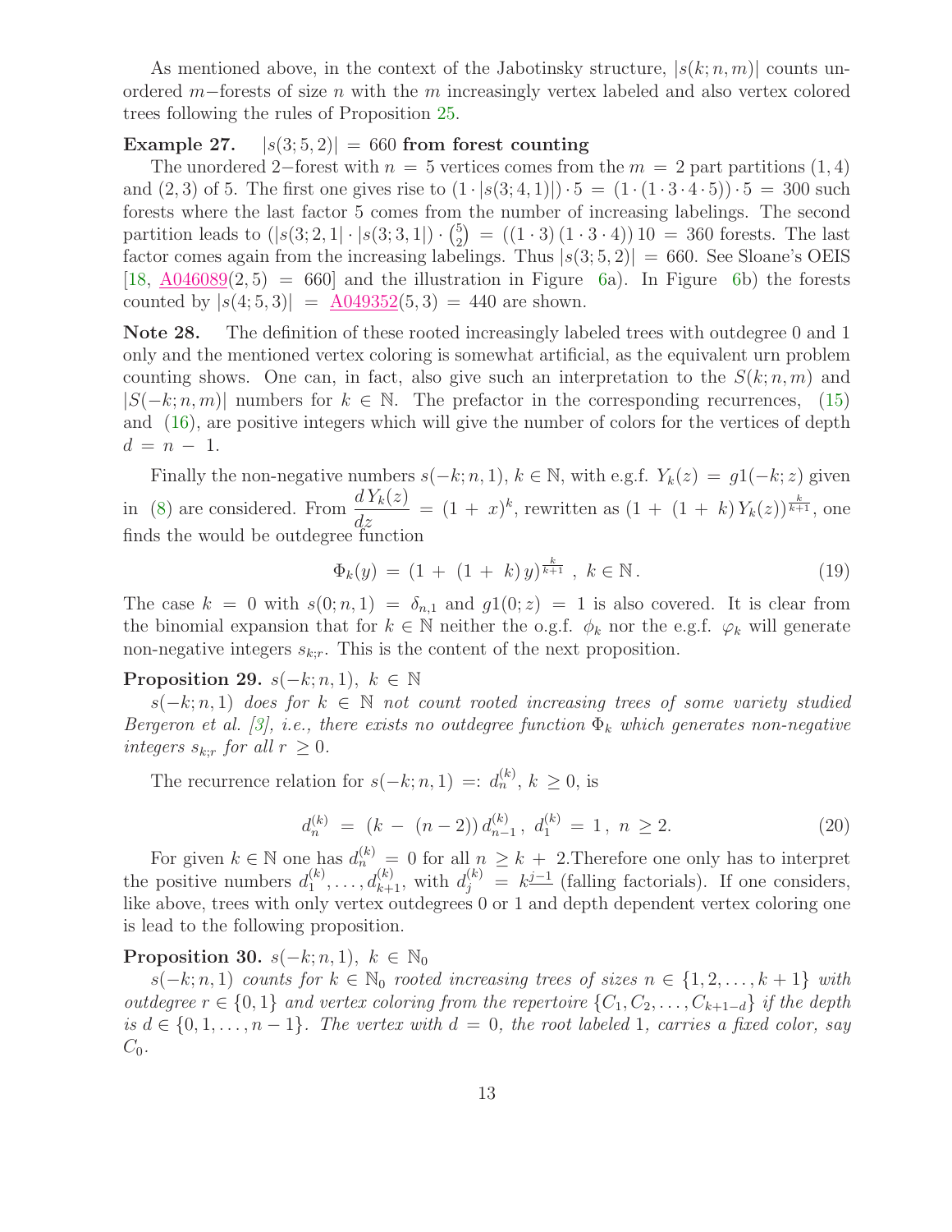As mentioned above, in the context of the Jabotinsky structure, $|s(k;n,m)|$ counts unordered $m-$forests of size $n$ with the $m$ increasingly vertex labeled and also vertex colored trees following the rules of Proposition 25.

**Example 27.** $|s(3;5,2)| = 660$ **from forest counting**

The unordered 2−forest with $n = 5$ vertices comes from the $m = 2$ part partitions $(1,4)$ and $(2,3)$ of 5. The first one gives rise to $(1 \cdot |s(3;4,1)|) \cdot 5 = (1 \cdot (1 \cdot 3 \cdot 4 \cdot 5)) \cdot 5 = 300$ such forests where the last factor 5 comes from the number of increasing labelings. The second partition leads to $(|s(3;2,1| \cdot |s(3;3,1|) \cdot \binom{5}{2} = ((1 \cdot 3)(1 \cdot 3 \cdot 4))\, 10 = 360$ forests. The last factor comes again from the increasing labelings. Thus $|s(3;5,2)| = 660$. See Sloane's OEIS [18, A046089$(2,5) = 660$] and the illustration in Figure 6a). In Figure 6b) the forests counted by $|s(4;5,3)| = $ A049352$(5,3) = 440$ are shown.

**Note 28.** The definition of these rooted increasingly labeled trees with outdegree 0 and 1 only and the mentioned vertex coloring is somewhat artificial, as the equivalent urn problem counting shows. One can, in fact, also give such an interpretation to the $S(k;n,m)$ and $|S(-k;n,m)|$ numbers for $k \in \mathbb{N}$. The prefactor in the corresponding recurrences, (15) and (16), are positive integers which will give the number of colors for the vertices of depth $d = n - 1$.

Finally the non-negative numbers $s(-k;n,1)$, $k \in \mathbb{N}$, with e.g.f. $Y_k(z) = g1(-k;z)$ given in (8) are considered. From $\dfrac{d\,Y_k(z)}{dz} = (1 + x)^k$, rewritten as $(1 + (1+k)\,Y_k(z))^{\frac{k}{k+1}}$, one finds the would be outdegree function

$$\Phi_k(y) = (1 + (1+k)\,y)^{\frac{k}{k+1}}, \; k \in \mathbb{N}. \tag{19}$$

The case $k = 0$ with $s(0;n,1) = \delta_{n,1}$ and $g1(0;z) = 1$ is also covered. It is clear from the binomial expansion that for $k \in \mathbb{N}$ neither the o.g.f. $\phi_k$ nor the e.g.f. $\varphi_k$ will generate non-negative integers $s_{k;r}$. This is the content of the next proposition.

**Proposition 29.** $s(-k;n,1),\ k \in \mathbb{N}$

*$s(-k;n,1)$ does for $k \in \mathbb{N}$ not count rooted increasing trees of some variety studied Bergeron et al. [3], i.e., there exists no outdegree function $\Phi_k$ which generates non-negative integers $s_{k;r}$ for all $r \geq 0$.*

The recurrence relation for $s(-k;n,1) =: d_n^{(k)}$, $k \geq 0$, is

$$d_n^{(k)} = (k - (n-2))\, d_{n-1}^{(k)}, \; d_1^{(k)} = 1, \; n \geq 2. \tag{20}$$

For given $k \in \mathbb{N}$ one has $d_n^{(k)} = 0$ for all $n \geq k + 2$.Therefore one only has to interpret the positive numbers $d_1^{(k)}, \ldots, d_{k+1}^{(k)}$, with $d_j^{(k)} = k^{\underline{j-1}}$ (falling factorials). If one considers, like above, trees with only vertex outdegrees 0 or 1 and depth dependent vertex coloring one is lead to the following proposition.

**Proposition 30.** $s(-k;n,1),\ k \in \mathbb{N}_0$

*$s(-k;n,1)$ counts for $k \in \mathbb{N}_0$ rooted increasing trees of sizes $n \in \{1,2,\ldots,k+1\}$ with outdegree $r \in \{0,1\}$ and vertex coloring from the repertoire $\{C_1, C_2, \ldots, C_{k+1-d}\}$ if the depth is $d \in \{0,1,\ldots,n-1\}$. The vertex with $d = 0$, the root labeled 1, carries a fixed color, say $C_0$.*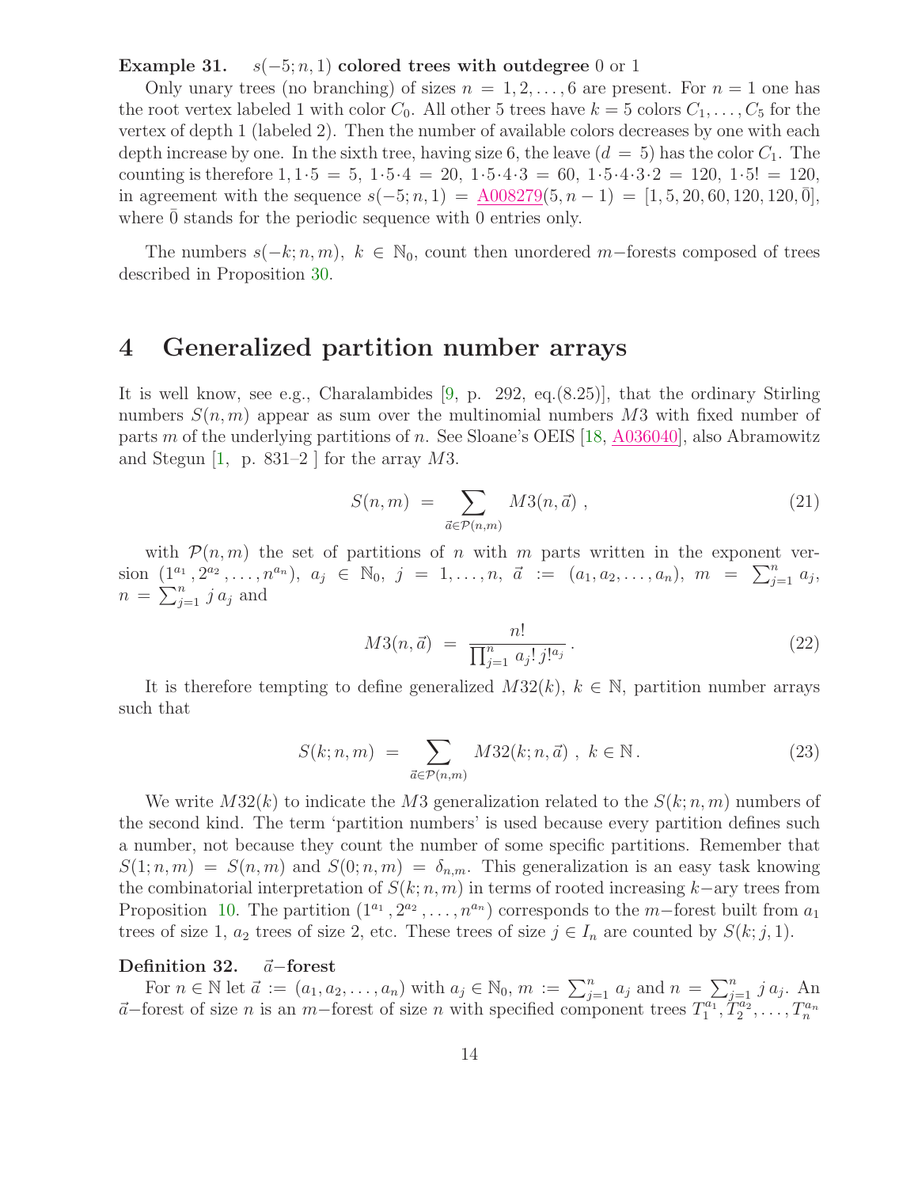**Example 31.** $s(-5; n, 1)$ **colored trees with outdegree** 0 or 1

Only unary trees (no branching) of sizes $n = 1, 2, \ldots, 6$ are present. For $n = 1$ one has the root vertex labeled 1 with color $C_0$. All other 5 trees have $k = 5$ colors $C_1, \ldots, C_5$ for the vertex of depth 1 (labeled 2). Then the number of available colors decreases by one with each depth increase by one. In the sixth tree, having size 6, the leave ($d = 5$) has the color $C_1$. The counting is therefore $1, 1{\cdot}5 = 5$, $1{\cdot}5{\cdot}4 = 20$, $1{\cdot}5{\cdot}4{\cdot}3 = 60$, $1{\cdot}5{\cdot}4{\cdot}3{\cdot}2 = 120$, $1{\cdot}5! = 120$, in agreement with the sequence $s(-5; n, 1) =$ A008279$(5, n-1) = [1, 5, 20, 60, 120, 120, \bar{0}]$, where $\bar{0}$ stands for the periodic sequence with 0 entries only.

The numbers $s(-k; n, m)$, $k \in \mathbb{N}_0$, count then unordered $m-$forests composed of trees described in Proposition 30.

## 4 Generalized partition number arrays

It is well know, see e.g., Charalambides [9, p. 292, eq.(8.25)], that the ordinary Stirling numbers $S(n, m)$ appear as sum over the multinomial numbers $M3$ with fixed number of parts $m$ of the underlying partitions of $n$. See Sloane's OEIS [18, A036040], also Abramowitz and Stegun [1, p. 831–2 ] for the array $M3$.

$$S(n, m) \;=\; \sum_{\vec{a} \in \mathcal{P}(n,m)} M3(n, \vec{a}) \;, \tag{21}$$

with $\mathcal{P}(n, m)$ the set of partitions of $n$ with $m$ parts written in the exponent version $(1^{a_1}, 2^{a_2}, \ldots, n^{a_n})$, $a_j \in \mathbb{N}_0$, $j = 1, \ldots, n$, $\vec{a} := (a_1, a_2, \ldots, a_n)$, $m = \sum_{j=1}^{n} a_j$, $n = \sum_{j=1}^{n} j\, a_j$ and

$$M3(n, \vec{a}) \;=\; \frac{n!}{\prod_{j=1}^{n} a_j!\, j!^{a_j}} \,. \tag{22}$$

It is therefore tempting to define generalized $M32(k)$, $k \in \mathbb{N}$, partition number arrays such that

$$S(k; n, m) \;=\; \sum_{\vec{a} \in \mathcal{P}(n,m)} M32(k; n, \vec{a}) \;,\; k \in \mathbb{N}\,. \tag{23}$$

We write $M32(k)$ to indicate the $M3$ generalization related to the $S(k; n, m)$ numbers of the second kind. The term 'partition numbers' is used because every partition defines such a number, not because they count the number of some specific partitions. Remember that $S(1; n, m) = S(n, m)$ and $S(0; n, m) = \delta_{n,m}$. This generalization is an easy task knowing the combinatorial interpretation of $S(k; n, m)$ in terms of rooted increasing $k-$ary trees from Proposition 10. The partition $(1^{a_1}, 2^{a_2}, \ldots, n^{a_n})$ corresponds to the $m-$forest built from $a_1$ trees of size 1, $a_2$ trees of size 2, etc. These trees of size $j \in I_n$ are counted by $S(k; j, 1)$.

**Definition 32.** $\vec{a}-$**forest**

For $n \in \mathbb{N}$ let $\vec{a} := (a_1, a_2, \ldots, a_n)$ with $a_j \in \mathbb{N}_0$, $m := \sum_{j=1}^{n} a_j$ and $n = \sum_{j=1}^{n} j\, a_j$. An $\vec{a}-$forest of size $n$ is an $m-$forest of size $n$ with specified component trees $T_1^{a_1}, T_2^{a_2}, \ldots, T_n^{a_n}$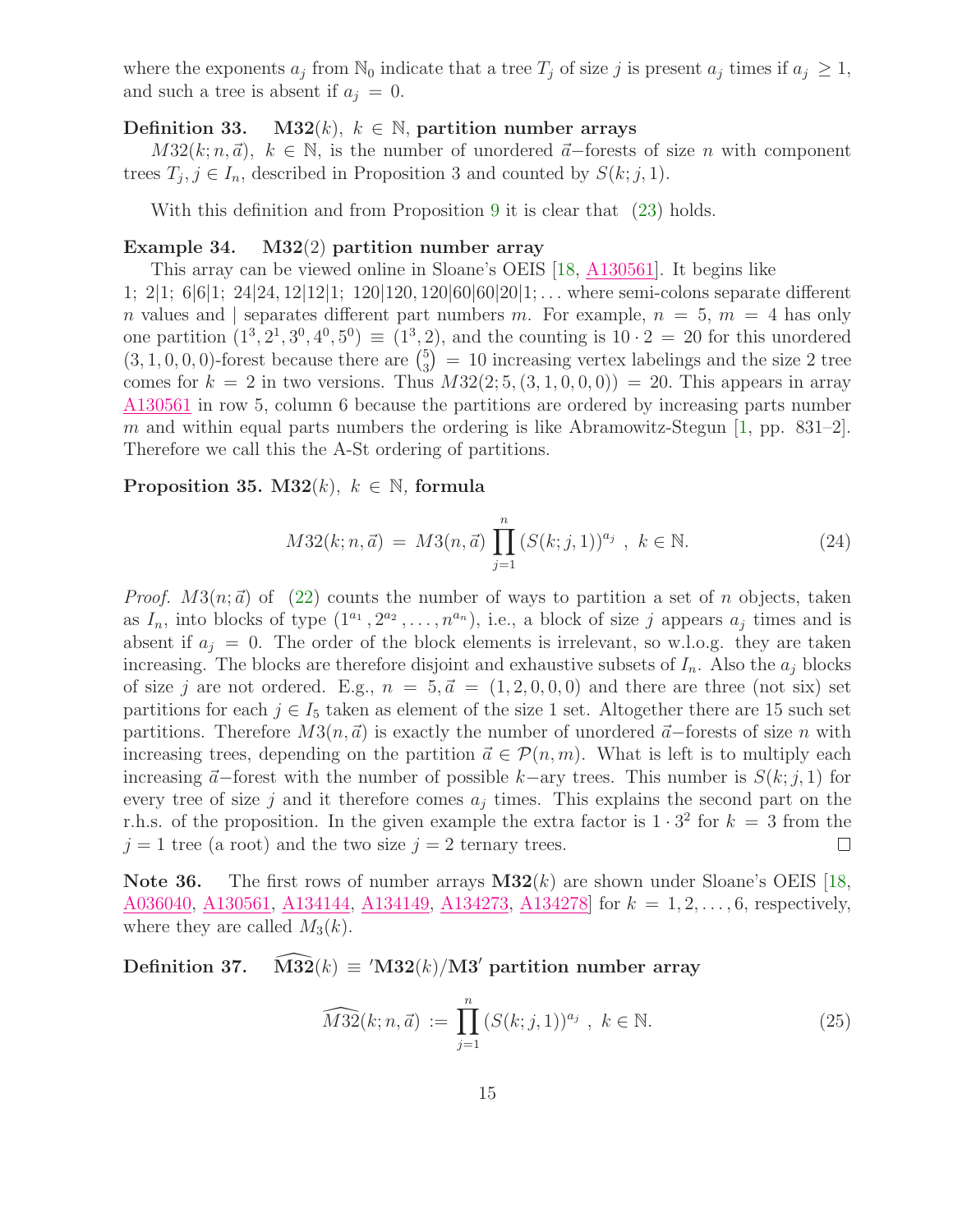where the exponents $a_j$ from $\mathbb{N}_0$ indicate that a tree $T_j$ of size $j$ is present $a_j$ times if $a_j \geq 1$, and such a tree is absent if $a_j = 0$.

**Definition 33.** $\mathbf{M32}(k),\ k \in \mathbb{N}$, **partition number arrays**

$M32(k; n, \vec{a}),\ k \in \mathbb{N}$, is the number of unordered $\vec{a}-$forests of size $n$ with component trees $T_j, j \in I_n$, described in Proposition 3 and counted by $S(k; j, 1)$.

With this definition and from Proposition 9 it is clear that (23) holds.

**Example 34.** $\mathbf{M32}(2)$ **partition number array**

This array can be viewed online in Sloane's OEIS [18, A130561]. It begins like 1; 2|1; 6|6|1; 24|24, 12|12|1; 120|120, 120|60|60|20|1; ... where semi-colons separate different $n$ values and | separates different part numbers $m$. For example, $n = 5$, $m = 4$ has only one partition $(1^3, 2^1, 3^0, 4^0, 5^0) \equiv (1^3, 2)$, and the counting is $10 \cdot 2 = 20$ for this unordered $(3, 1, 0, 0, 0)$-forest because there are $\binom{5}{3} = 10$ increasing vertex labelings and the size 2 tree comes for $k = 2$ in two versions. Thus $M32(2; 5, (3, 1, 0, 0, 0)) = 20$. This appears in array A130561 in row 5, column 6 because the partitions are ordered by increasing parts number $m$ and within equal parts numbers the ordering is like Abramowitz-Stegun [1, pp. 831–2]. Therefore we call this the A-St ordering of partitions.

**Proposition 35.** $\mathbf{M32}(k),\ k \in \mathbb{N}$, **formula**

$$M32(k; n, \vec{a}) = M3(n, \vec{a}) \prod_{j=1}^{n} (S(k; j, 1))^{a_j}\ ,\ k \in \mathbb{N}. \tag{24}$$

*Proof.* $M3(n; \vec{a})$ of (22) counts the number of ways to partition a set of $n$ objects, taken as $I_n$, into blocks of type $(1^{a_1}, 2^{a_2}, \ldots, n^{a_n})$, i.e., a block of size $j$ appears $a_j$ times and is absent if $a_j = 0$. The order of the block elements is irrelevant, so w.l.o.g. they are taken increasing. The blocks are therefore disjoint and exhaustive subsets of $I_n$. Also the $a_j$ blocks of size $j$ are not ordered. E.g., $n = 5, \vec{a} = (1, 2, 0, 0, 0)$ and there are three (not six) set partitions for each $j \in I_5$ taken as element of the size 1 set. Altogether there are 15 such set partitions. Therefore $M3(n, \vec{a})$ is exactly the number of unordered $\vec{a}-$forests of size $n$ with increasing trees, depending on the partition $\vec{a} \in \mathcal{P}(n, m)$. What is left is to multiply each increasing $\vec{a}-$forest with the number of possible $k-$ary trees. This number is $S(k; j, 1)$ for every tree of size $j$ and it therefore comes $a_j$ times. This explains the second part on the r.h.s. of the proposition. In the given example the extra factor is $1 \cdot 3^2$ for $k = 3$ from the $j = 1$ tree (a root) and the two size $j = 2$ ternary trees. ☐

**Note 36.** The first rows of number arrays $\mathbf{M32}(k)$ are shown under Sloane's OEIS [18, A036040, A130561, A134144, A134149, A134273, A134278] for $k = 1, 2, \ldots, 6$, respectively, where they are called $M_3(k)$.

**Definition 37.** $\widehat{\mathbf{M32}}(k) \equiv {}'\mathbf{M32}(k)/\mathbf{M3}'$ **partition number array**

$$\widehat{M32}(k; n, \vec{a}) := \prod_{j=1}^{n} (S(k; j, 1))^{a_j}\ ,\ k \in \mathbb{N}. \tag{25}$$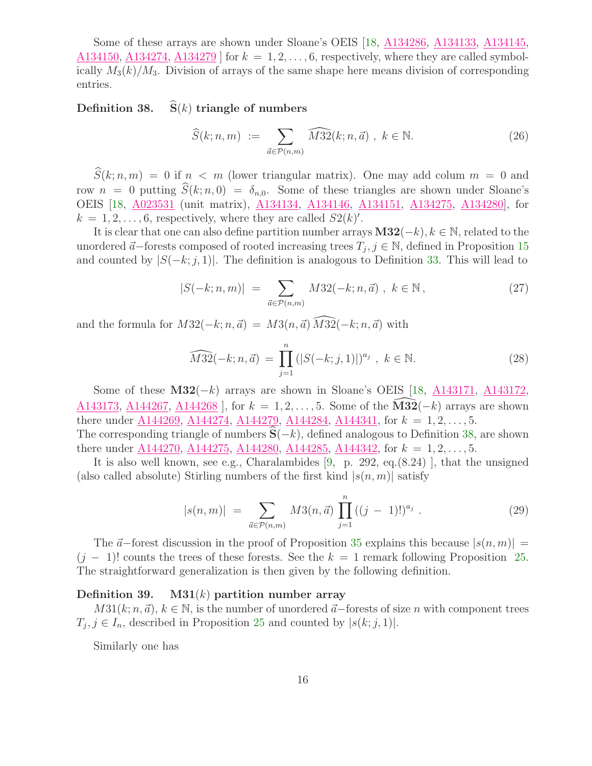Some of these arrays are shown under Sloane's OEIS [18, A134286, A134133, A134145, A134150, A134274, A134279 ] for $k = 1, 2, \ldots, 6$, respectively, where they are called symbolically $M_3(k)/M_3$. Division of arrays of the same shape here means division of corresponding entries.

**Definition 38.** $\widehat{\mathbf{S}}(k)$ **triangle of numbers**

$$\widehat{S}(k;n,m) \;:=\; \sum_{\vec{a}\in\mathcal{P}(n,m)} \widehat{M32}(k;n,\vec{a}) \;,\; k \in \mathbb{N}. \tag{26}$$

$\widehat{S}(k;n,m) = 0$ if $n < m$ (lower triangular matrix). One may add colum $m = 0$ and row $n = 0$ putting $\widehat{S}(k;n,0) = \delta_{n,0}$. Some of these triangles are shown under Sloane's OEIS [18, A023531 (unit matrix), A134134, A134146, A134151, A134275, A134280], for $k = 1, 2, \ldots, 6$, respectively, where they are called $S2(k)'$.

It is clear that one can also define partition number arrays $\mathbf{M32}(-k), k \in \mathbb{N}$, related to the unordered $\vec{a}-$forests composed of rooted increasing trees $T_j, j \in \mathbb{N}$, defined in Proposition 15 and counted by $|S(-k;j,1)|$. The definition is analogous to Definition 33. This will lead to

$$|S(-k;n,m)| \;=\; \sum_{\vec{a}\in\mathcal{P}(n,m)} M32(-k;n,\vec{a}) \;,\; k \in \mathbb{N}\,, \tag{27}$$

and the formula for $M32(-k;n,\vec{a}) = M3(n,\vec{a})\,\widehat{M32}(-k;n,\vec{a})$ with

$$\widehat{M32}(-k;n,\vec{a}) \;=\; \prod_{j=1}^{n} (|S(-k;j,1)|)^{a_j} \;,\; k \in \mathbb{N}. \tag{28}$$

Some of these $\mathbf{M32}(-k)$ arrays are shown in Sloane's OEIS [18, A143171, A143172, A143173, A144267, A144268 ], for $k = 1, 2, \ldots, 5$. Some of the $\widehat{\mathbf{M32}}(-k)$ arrays are shown there under A144269, A144274, A144279, A144284, A144341, for $k = 1, 2, \ldots, 5$.
The corresponding triangle of numbers $\widehat{\mathbf{S}}(-k)$, defined analogous to Definition 38, are shown there under A144270, A144275, A144280, A144285, A144342, for $k = 1, 2, \ldots, 5$.

It is also well known, see e.g., Charalambides [9, p. 292, eq.(8.24) ], that the unsigned (also called absolute) Stirling numbers of the first kind $|s(n,m)|$ satisfy

$$|s(n,m)| \;=\; \sum_{\vec{a}\in\mathcal{P}(n,m)} M3(n,\vec{a}) \prod_{j=1}^{n} ((j\,-\,1)!)^{a_j} \;. \tag{29}$$

The $\vec{a}-$forest discussion in the proof of Proposition 35 explains this because $|s(n,m)| = (j\,-\,1)!$ counts the trees of these forests. See the $k = 1$ remark following Proposition 25. The straightforward generalization is then given by the following definition.

**Definition 39.** $\mathbf{M31}(k)$ **partition number array**

$M31(k;n,\vec{a}), k \in \mathbb{N}$, is the number of unordered $\vec{a}-$forests of size $n$ with component trees $T_j, j \in I_n$, described in Proposition 25 and counted by $|s(k;j,1)|$.

Similarly one has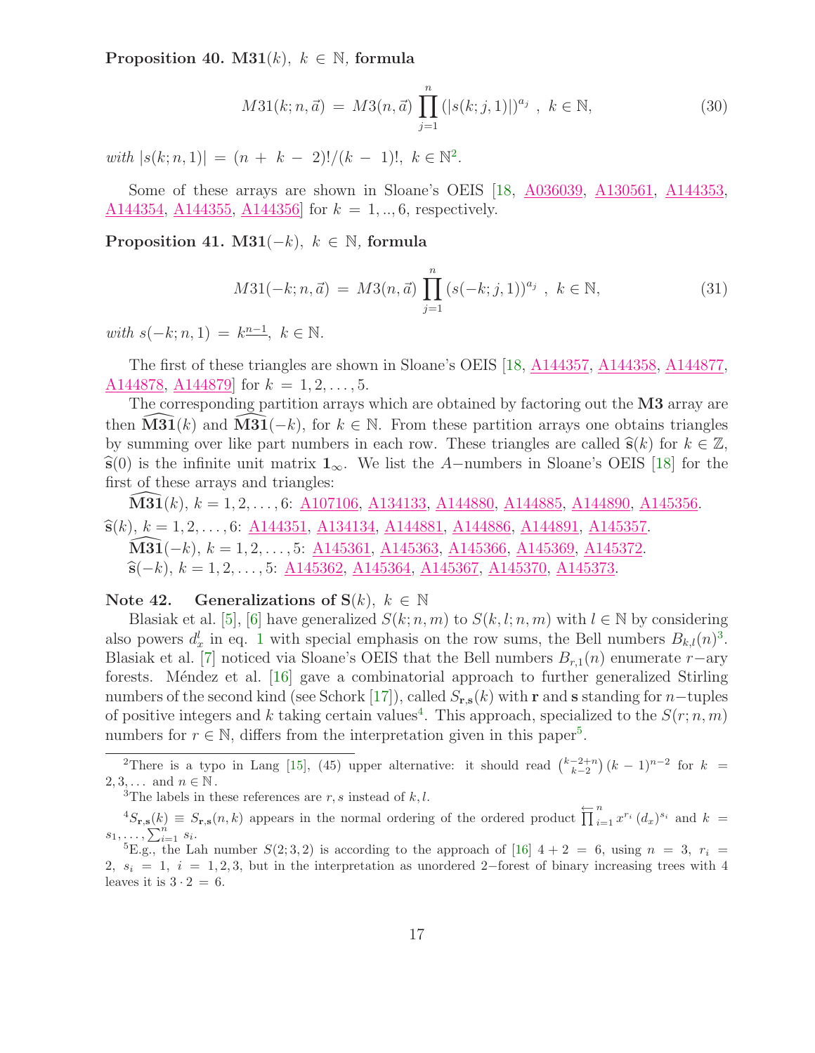**Proposition 40. M31$(k)$, $k \in \mathbb{N}$, formula**

$$M31(k;n,\vec{a}) \,=\, M3(n,\vec{a}) \prod_{j=1}^{n} (|s(k;j,1)|)^{a_j} \;,\; k \in \mathbb{N}, \tag{30}$$

*with* $|s(k;n,1)| \,=\, (n\,+\,k\,-\,2)!/(k\,-\,1)!,\; k \in \mathbb{N}$[2].

Some of these arrays are shown in Sloane's OEIS [18, A036039, A130561, A144353, A144354, A144355, A144356] for $k \,=\, 1,..,6$, respectively.

**Proposition 41. M31$(-k)$, $k \in \mathbb{N}$, formula**

$$M31(-k;n,\vec{a}) \,=\, M3(n,\vec{a}) \prod_{j=1}^{n} (s(-k;j,1))^{a_j} \;,\; k \in \mathbb{N}, \tag{31}$$

*with* $s(-k;n,1) \,=\, k^{\underline{n-1}},\; k \in \mathbb{N}$.

The first of these triangles are shown in Sloane's OEIS [18, A144357, A144358, A144877, A144878, A144879] for $k \,=\, 1,2,\ldots,5$.

The corresponding partition arrays which are obtained by factoring out the **M3** array are then $\widehat{\mathbf{M31}}(k)$ and $\widehat{\mathbf{M31}}(-k)$, for $k \in \mathbb{N}$. From these partition arrays one obtains triangles by summing over like part numbers in each row. These triangles are called $\widehat{\mathbf{s}}(k)$ for $k \in \mathbb{Z}$, $\widehat{\mathbf{s}}(0)$ is the infinite unit matrix $\mathbf{1}_{\infty}$. We list the $A-$numbers in Sloane's OEIS [18] for the first of these arrays and triangles:

$\widehat{\mathbf{M31}}(k)$, $k = 1,2,\ldots,6$: A107106, A134133, A144880, A144885, A144890, A145356.

$\widehat{\mathbf{s}}(k)$, $k = 1,2,\ldots,6$: A144351, A134134, A144881, A144886, A144891, A145357.

$\widehat{\mathbf{M31}}(-k)$, $k = 1,2,\ldots,5$: A145361, A145363, A145366, A145369, A145372.

$\widehat{\mathbf{s}}(-k)$, $k = 1,2,\ldots,5$: A145362, A145364, A145367, A145370, A145373.

**Note 42. Generalizations of S$(k)$, $k \in \mathbb{N}$**

Blasiak et al. [5], [6] have generalized $S(k;n,m)$ to $S(k,l;n,m)$ with $l \in \mathbb{N}$ by considering also powers $d_x^l$ in eq. 1 with special emphasis on the row sums, the Bell numbers $B_{k,l}(n)$[3]. Blasiak et al. [7] noticed via Sloane's OEIS that the Bell numbers $B_{r,1}(n)$ enumerate $r-$ary forests. Méndez et al. [16] gave a combinatorial approach to further generalized Stirling numbers of the second kind (see Schork [17]), called $S_{\mathbf{r},\mathbf{s}}(k)$ with $\mathbf{r}$ and $\mathbf{s}$ standing for $n-$tuples of positive integers and $k$ taking certain values[4]. This approach, specialized to the $S(r;n,m)$ numbers for $r \in \mathbb{N}$, differs from the interpretation given in this paper[5].

---

[2] There is a typo in Lang [15], (45) upper alternative: it should read $\binom{k-2+n}{k-2}(k\,-\,1)^{n-2}$ for $k \,=\, 2,3,\ldots$ and $n \in \mathbb{N}$.

[3] The labels in these references are $r,s$ instead of $k,l$.

[4] $S_{\mathbf{r},\mathbf{s}}(k) \equiv S_{\mathbf{r},\mathbf{s}}(n,k)$ appears in the normal ordering of the ordered product $\overleftarrow{\prod}_{i=1}^{n} x^{r_i}\,(d_x)^{s_i}$ and $k = s_1,\ldots,\sum_{i=1}^{n} s_i$.

[5] E.g., the Lah number $S(2;3,2)$ is according to the approach of [16] $4+2 \,=\, 6$, using $n \,=\, 3$, $r_i \,=\, 2$, $s_i \,=\, 1$, $i \,=\, 1,2,3$, but in the interpretation as unordered $2-$forest of binary increasing trees with 4 leaves it is $3 \cdot 2 \,=\, 6$.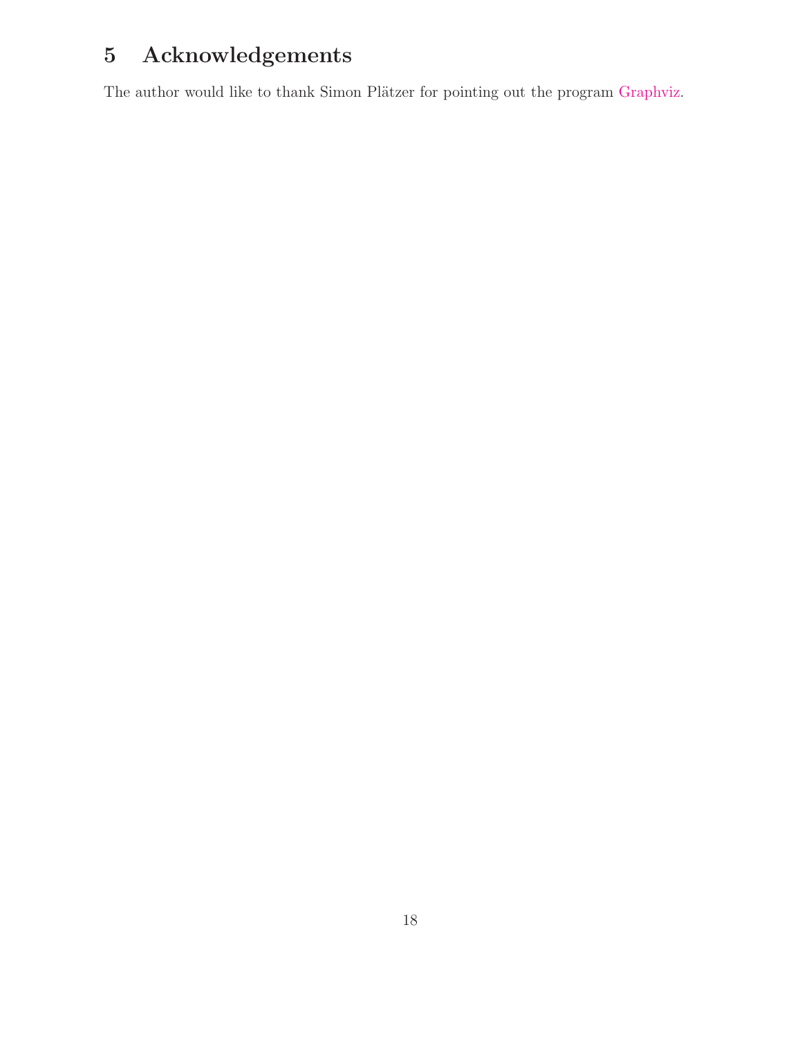# 5 Acknowledgements

The author would like to thank Simon Plätzer for pointing out the program Graphviz.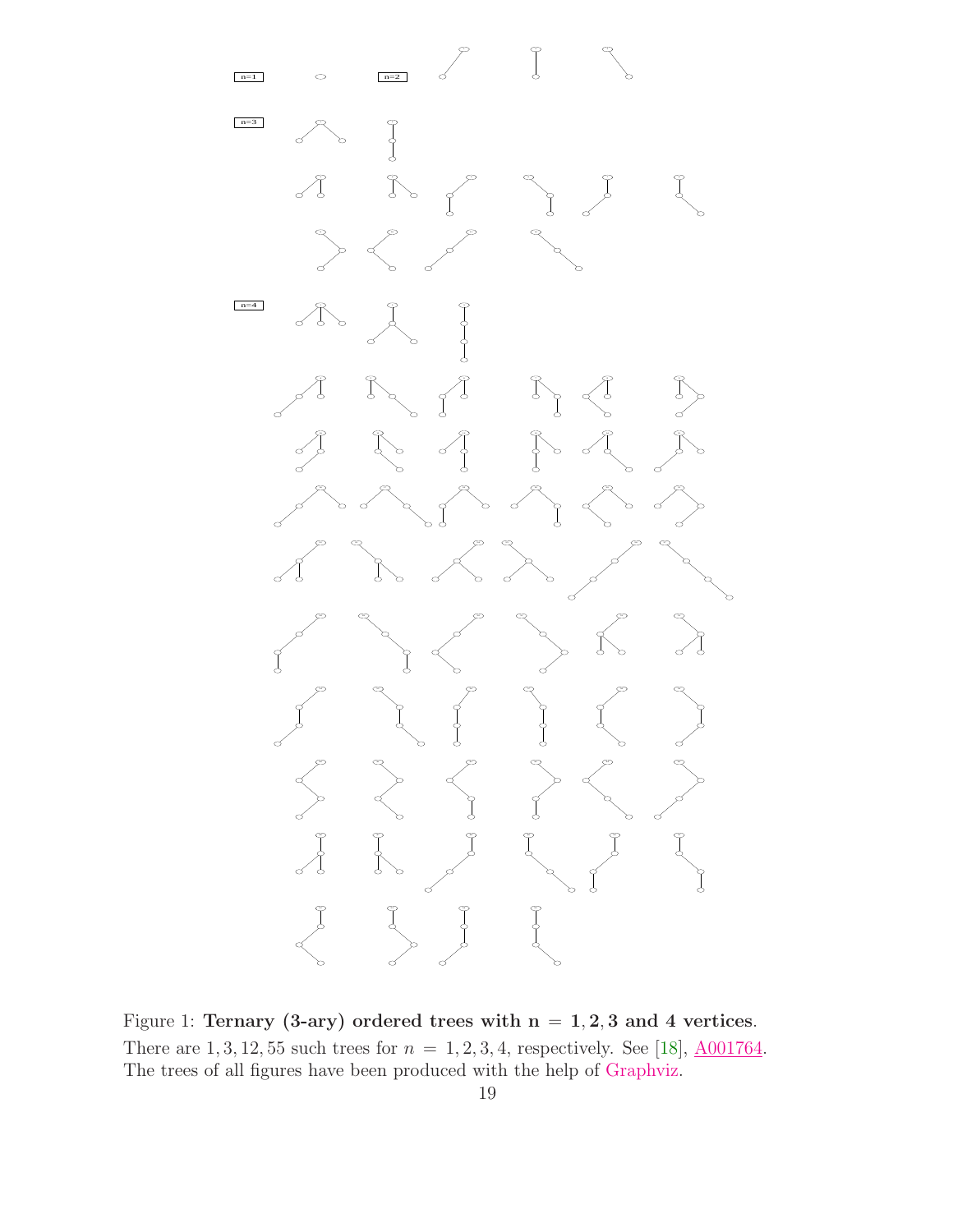n=1

n=2

n=3

n=4

Figure 1: **Ternary (3-ary) ordered trees with $\mathbf{n = 1, 2, 3}$ and $\mathbf{4}$ vertices**. There are $1, 3, 12, 55$ such trees for $n = 1, 2, 3, 4$, respectively. See [18], A001764. The trees of all figures have been produced with the help of Graphviz.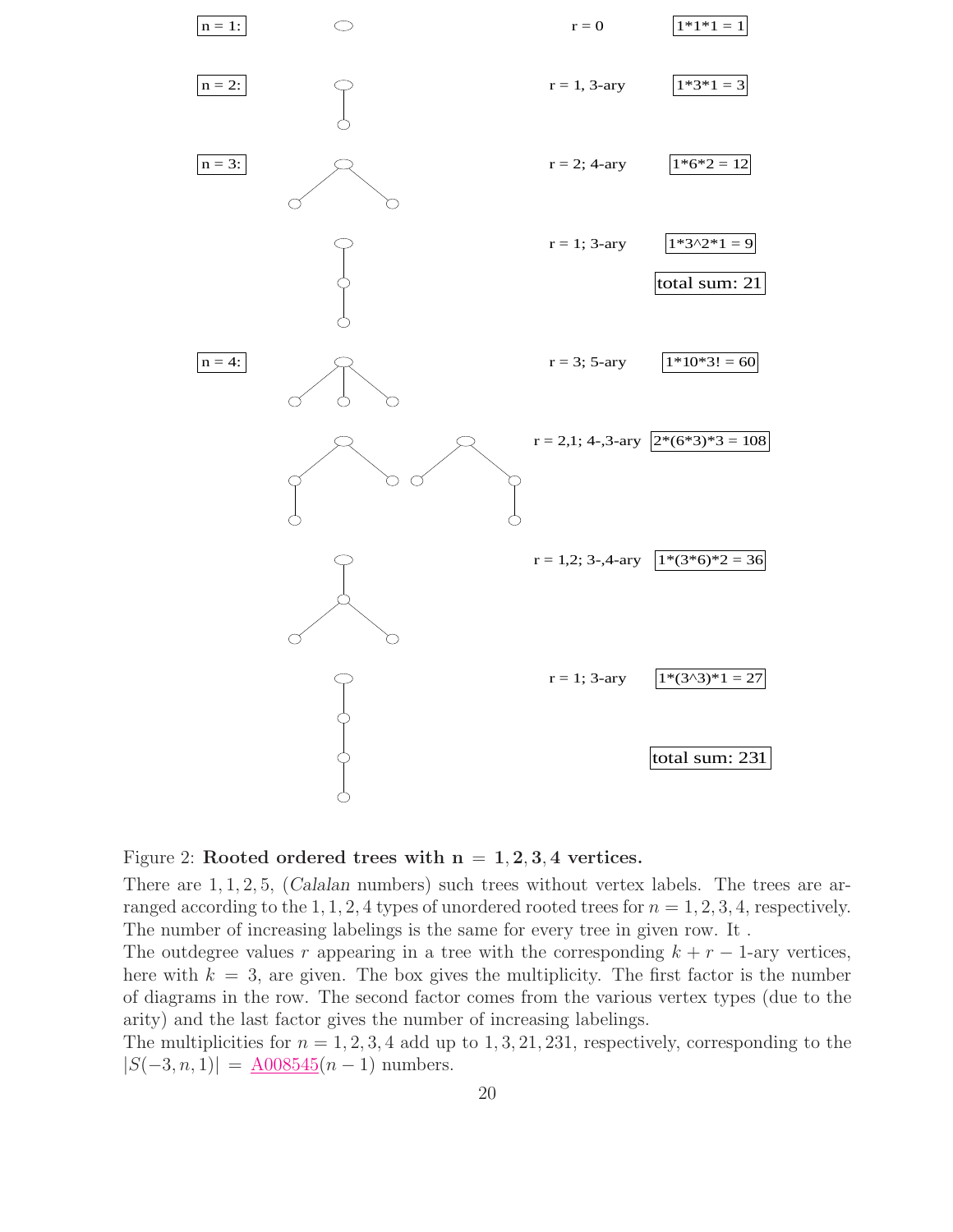n = 1: r = 0 1\*1\*1 = 1

n = 2: r = 1, 3-ary 1\*3\*1 = 3

n = 3: r = 2; 4-ary 1\*6\*2 = 12

r = 1; 3-ary 1\*3^2\*1 = 9

total sum: 21

n = 4: r = 3; 5-ary 1\*10\*3! = 60

r = 2,1; 4-,3-ary 2\*(6\*3)\*3 = 108

r = 1,2; 3-,4-ary 1\*(3\*6)\*2 = 36

r = 1; 3-ary 1\*(3^3)\*1 = 27

total sum: 231

Figure 2: **Rooted ordered trees with** $\mathbf{n = 1, 2, 3, 4}$ **vertices.**

There are 1, 1, 2, 5, (*Calalan* numbers) such trees without vertex labels. The trees are arranged according to the 1, 1, 2, 4 types of unordered rooted trees for $n = 1, 2, 3, 4$, respectively. The number of increasing labelings is the same for every tree in given row. It .

The outdegree values $r$ appearing in a tree with the corresponding $k + r - 1$-ary vertices, here with $k = 3$, are given. The box gives the multiplicity. The first factor is the number of diagrams in the row. The second factor comes from the various vertex types (due to the arity) and the last factor gives the number of increasing labelings.

The multiplicities for $n = 1, 2, 3, 4$ add up to 1, 3, 21, 231, respectively, corresponding to the $|S(-3, n, 1)| =$ A008545$(n - 1)$ numbers.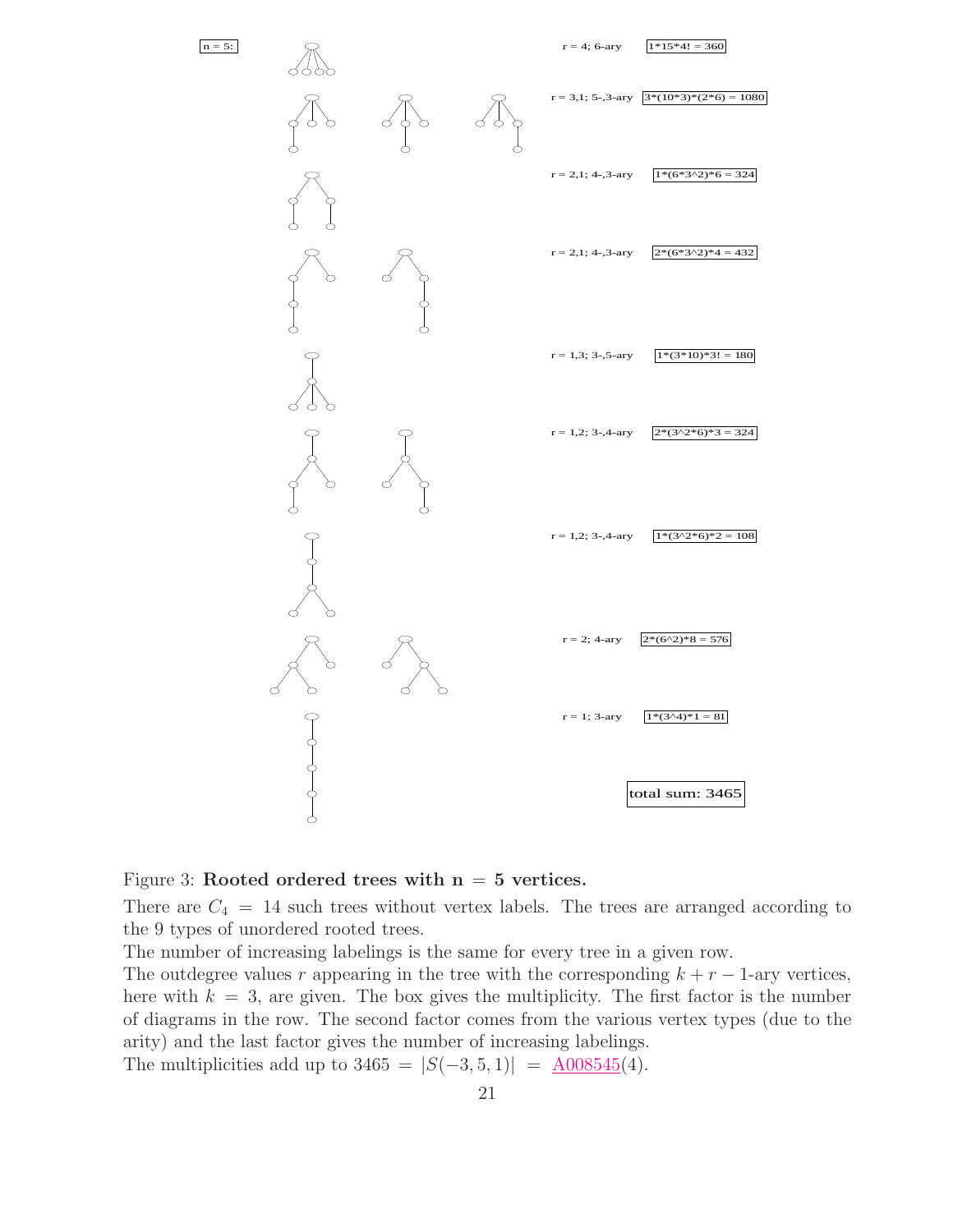n = 5:

r = 4; 6-ary   1*15*4! = 360

r = 3,1; 5-,3-ary   3*(10*3)*(2*6) = 1080

r = 2,1; 4-,3-ary   1*(6*3^2)*6 = 324

r = 2,1; 4-,3-ary   2*(6*3^2)*4 = 432

r = 1,3; 3-,5-ary   1*(3*10)*3! = 180

r = 1,2; 3-,4-ary   2*(3^2*6)*3 = 324

r = 1,2; 3-,4-ary   1*(3^2*6)*2 = 108

r = 2; 4-ary   2*(6^2)*8 = 576

r = 1; 3-ary   1*(3^4)*1 = 81

total sum: 3465

Figure 3: **Rooted ordered trees with n = 5 vertices.**

There are $C_4 = 14$ such trees without vertex labels. The trees are arranged according to the 9 types of unordered rooted trees.

The number of increasing labelings is the same for every tree in a given row.

The outdegree values $r$ appearing in the tree with the corresponding $k + r - 1$-ary vertices, here with $k = 3$, are given. The box gives the multiplicity. The first factor is the number of diagrams in the row. The second factor comes from the various vertex types (due to the arity) and the last factor gives the number of increasing labelings.

The multiplicities add up to $3465 = |S(-3, 5, 1)| =$ A008545(4).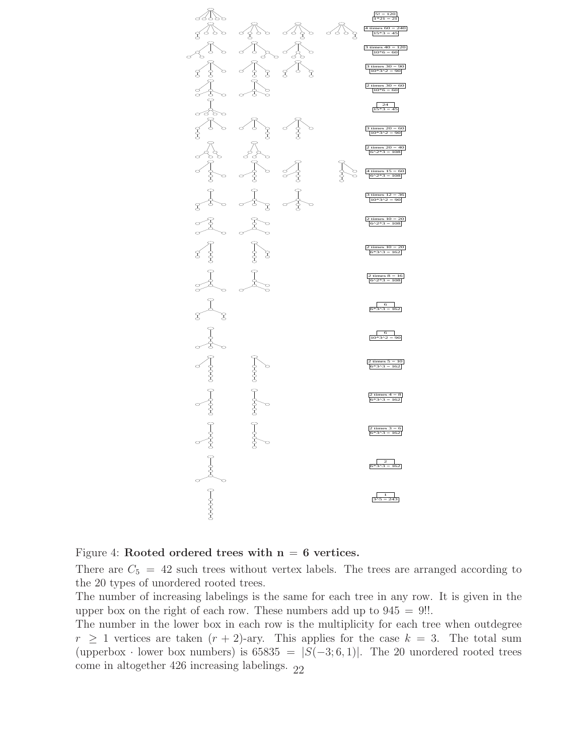| Upper box | Lower box |
| --- | --- |
| 5! = 120 | 1*21 = 21 |
| 4 times 60 = 240 | 15*3 = 45 |
| 3 times 40 = 120 | 10*6 = 60 |
| 3 times 30 = 90 | 10*3^2 = 90 |
| 2 times 30 = 60 | 10*6 = 60 |
| 24 | 15*3 = 45 |
| 3 times 20 = 60 | 10*3^2 = 90 |
| 2 times 20 = 40 | 6^2*3 = 108 |
| 4 times 15 = 60 | 6^2*3 = 108 |
| 3 times 12 = 36 | 10*3^2 = 90 |
| 2 times 10 = 20 | 6^2*3 = 108 |
| 2 times 10 = 20 | 6*3^3 = 162 |
| 2 times 8 = 16 | 6^2*3 = 108 |
| 6 | 6*3^3 = 162 |
| 6 | 10*3^2 = 90 |
| 2 times 5 = 10 | 6*3^3 = 162 |
| 2 times 4 = 8 | 6*3^3 = 162 |
| 2 times 3 = 6 | 6*3^3 = 162 |
| 2 | 6*3^3 = 162 |
| 1 | 3^5 = 243 |

Figure 4: **Rooted ordered trees with $\mathbf{n = 6}$ vertices.**

There are $C_5 = 42$ such trees without vertex labels. The trees are arranged according to the 20 types of unordered rooted trees.

The number of increasing labelings is the same for each tree in any row. It is given in the upper box on the right of each row. These numbers add up to $945 = 9!!$.

The number in the lower box in each row is the multiplicity for each tree when outdegree $r \geq 1$ vertices are taken $(r + 2)$-ary. This applies for the case $k = 3$. The total sum (upperbox · lower box numbers) is $65835 = |S(-3; 6, 1)|$. The 20 unordered rooted trees come in altogether 426 increasing labelings.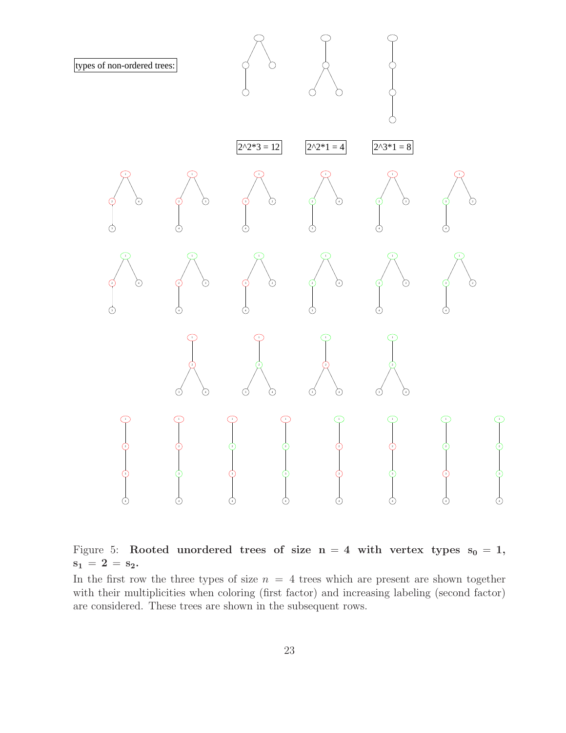types of non-ordered trees:

2^2*3 = 12

2^2*1 = 4

2^3*1 = 8

Figure 5: **Rooted unordered trees of size $n = 4$ with vertex types $s_0 = 1$, $s_1 = 2 = s_2$.**

In the first row the three types of size $n = 4$ trees which are present are shown together with their multiplicities when coloring (first factor) and increasing labeling (second factor) are considered. These trees are shown in the subsequent rows.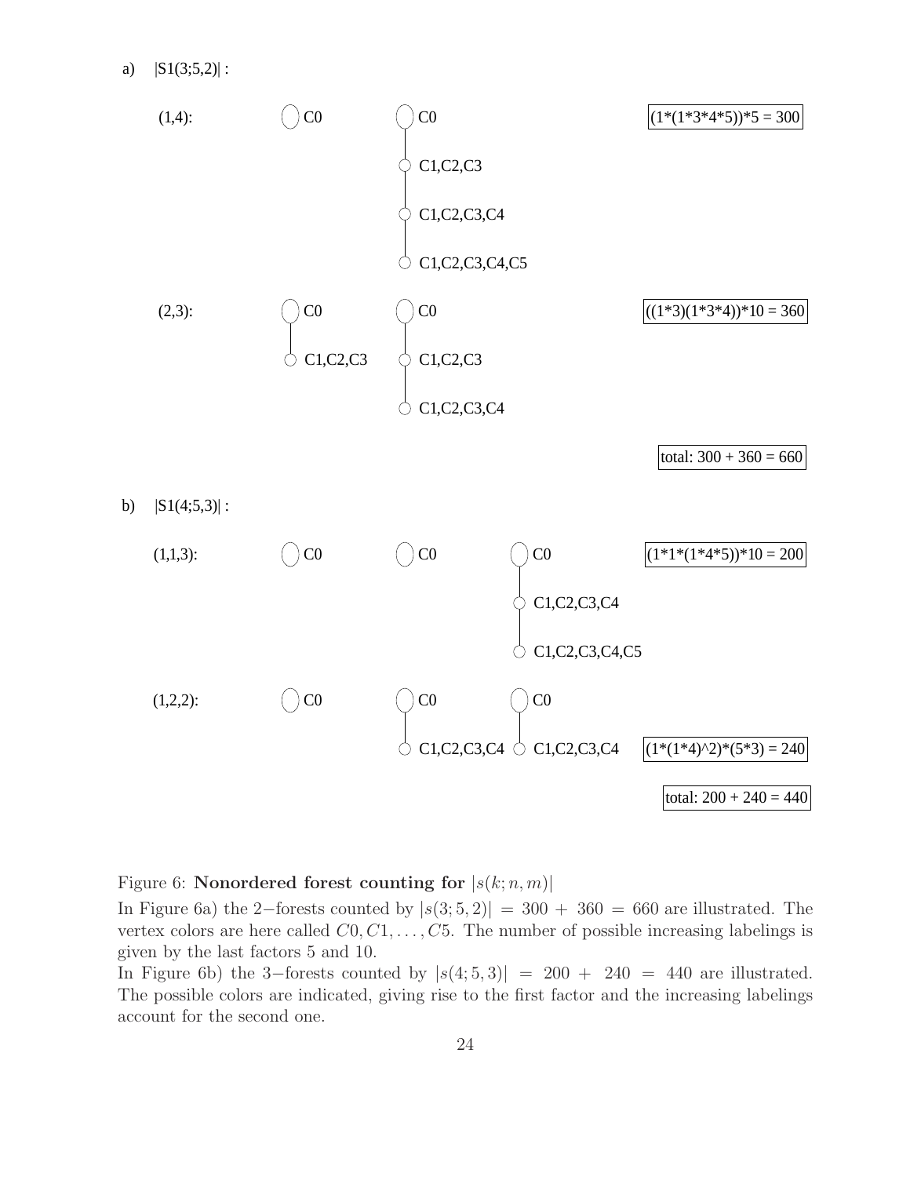a) |S1(3;5,2)| :

(1,4): C0 | C0 — C1,C2,C3 — C1,C2,C3,C4 — C1,C2,C3,C4,C5

(1\*(1\*3\*4\*5))\*5 = 300

(2,3): C0 — C1,C2,C3 | C0 — C1,C2,C3 — C1,C2,C3,C4

((1\*3)(1\*3\*4))\*10 = 360

total: 300 + 360 = 660

b) |S1(4;5,3)| :

(1,1,3): C0 | C0 | C0 — C1,C2,C3,C4 — C1,C2,C3,C4,C5

(1\*1\*(1\*4\*5))\*10 = 200

(1,2,2): C0 | C0 — C1,C2,C3,C4 | C0 — C1,C2,C3,C4

(1\*(1\*4)^2)\*(5\*3) = 240

total: 200 + 240 = 440

Figure 6: **Nonordered forest counting for** $|s(k;n,m)|$

In Figure 6a) the 2−forests counted by $|s(3;5,2)| = 300 + 360 = 660$ are illustrated. The vertex colors are here called $C0, C1, \ldots, C5$. The number of possible increasing labelings is given by the last factors 5 and 10.

In Figure 6b) the 3−forests counted by $|s(4;5,3)| = 200 + 240 = 440$ are illustrated. The possible colors are indicated, giving rise to the first factor and the increasing labelings account for the second one.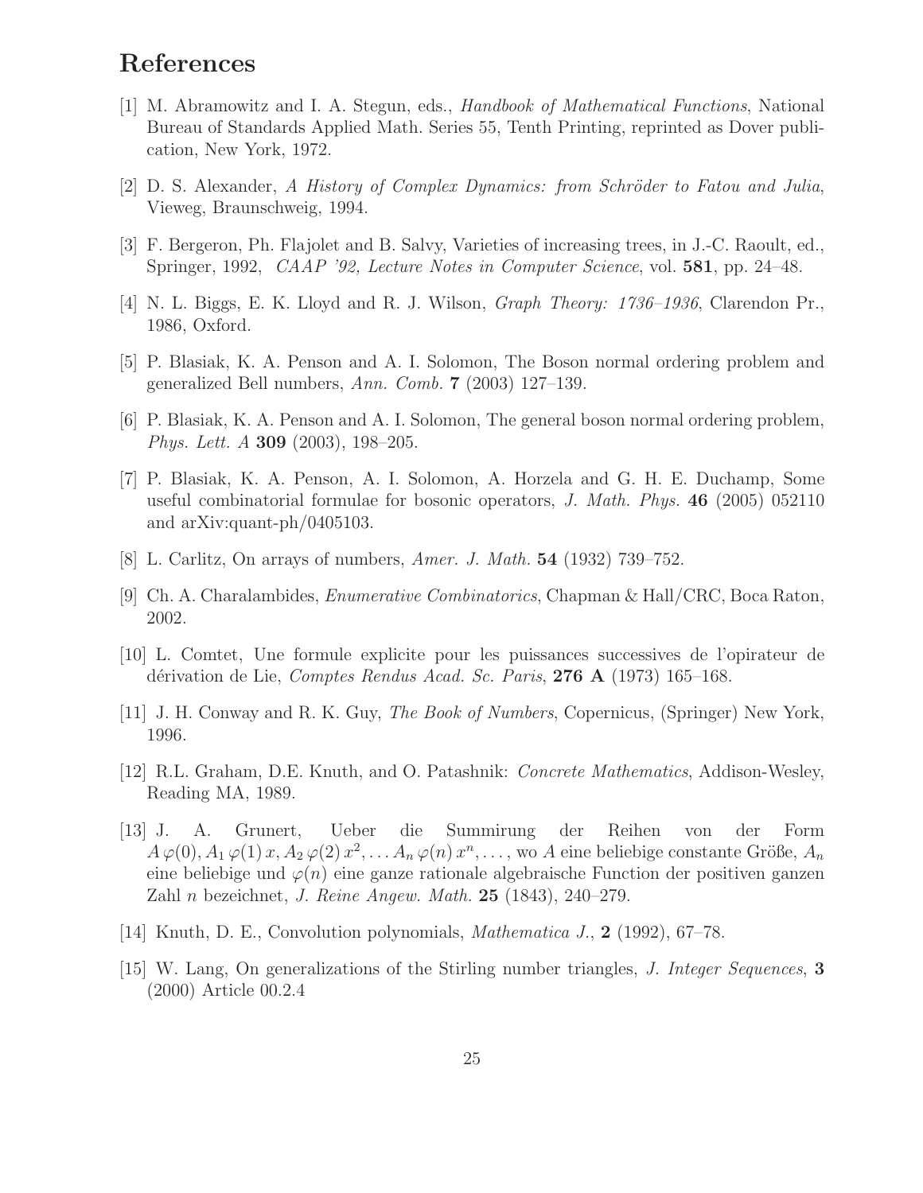# References

[1] M. Abramowitz and I. A. Stegun, eds., *Handbook of Mathematical Functions*, National Bureau of Standards Applied Math. Series 55, Tenth Printing, reprinted as Dover publication, New York, 1972.

[2] D. S. Alexander, *A History of Complex Dynamics: from Schröder to Fatou and Julia*, Vieweg, Braunschweig, 1994.

[3] F. Bergeron, Ph. Flajolet and B. Salvy, Varieties of increasing trees, in J.-C. Raoult, ed., Springer, 1992, *CAAP '92, Lecture Notes in Computer Science*, vol. **581**, pp. 24–48.

[4] N. L. Biggs, E. K. Lloyd and R. J. Wilson, *Graph Theory: 1736–1936*, Clarendon Pr., 1986, Oxford.

[5] P. Blasiak, K. A. Penson and A. I. Solomon, The Boson normal ordering problem and generalized Bell numbers, *Ann. Comb.* **7** (2003) 127–139.

[6] P. Blasiak, K. A. Penson and A. I. Solomon, The general boson normal ordering problem, *Phys. Lett. A* **309** (2003), 198–205.

[7] P. Blasiak, K. A. Penson, A. I. Solomon, A. Horzela and G. H. E. Duchamp, Some useful combinatorial formulae for bosonic operators, *J. Math. Phys.* **46** (2005) 052110 and arXiv:quant-ph/0405103.

[8] L. Carlitz, On arrays of numbers, *Amer. J. Math.* **54** (1932) 739–752.

[9] Ch. A. Charalambides, *Enumerative Combinatorics*, Chapman & Hall/CRC, Boca Raton, 2002.

[10] L. Comtet, Une formule explicite pour les puissances successives de l'opirateur de dérivation de Lie, *Comptes Rendus Acad. Sc. Paris*, **276 A** (1973) 165–168.

[11] J. H. Conway and R. K. Guy, *The Book of Numbers*, Copernicus, (Springer) New York, 1996.

[12] R.L. Graham, D.E. Knuth, and O. Patashnik: *Concrete Mathematics*, Addison-Wesley, Reading MA, 1989.

[13] J. A. Grunert, Ueber die Summirung der Reihen von der Form $A\,\varphi(0), A_1\,\varphi(1)\,x, A_2\,\varphi(2)\,x^2, \ldots A_n\,\varphi(n)\,x^n, \ldots$, wo $A$ eine beliebige constante Größe, $A_n$ eine beliebige und $\varphi(n)$ eine ganze rationale algebraische Function der positiven ganzen Zahl $n$ bezeichnet, *J. Reine Angew. Math.* **25** (1843), 240–279.

[14] Knuth, D. E., Convolution polynomials, *Mathematica J.*, **2** (1992), 67–78.

[15] W. Lang, On generalizations of the Stirling number triangles, *J. Integer Sequences*, **3** (2000) Article 00.2.4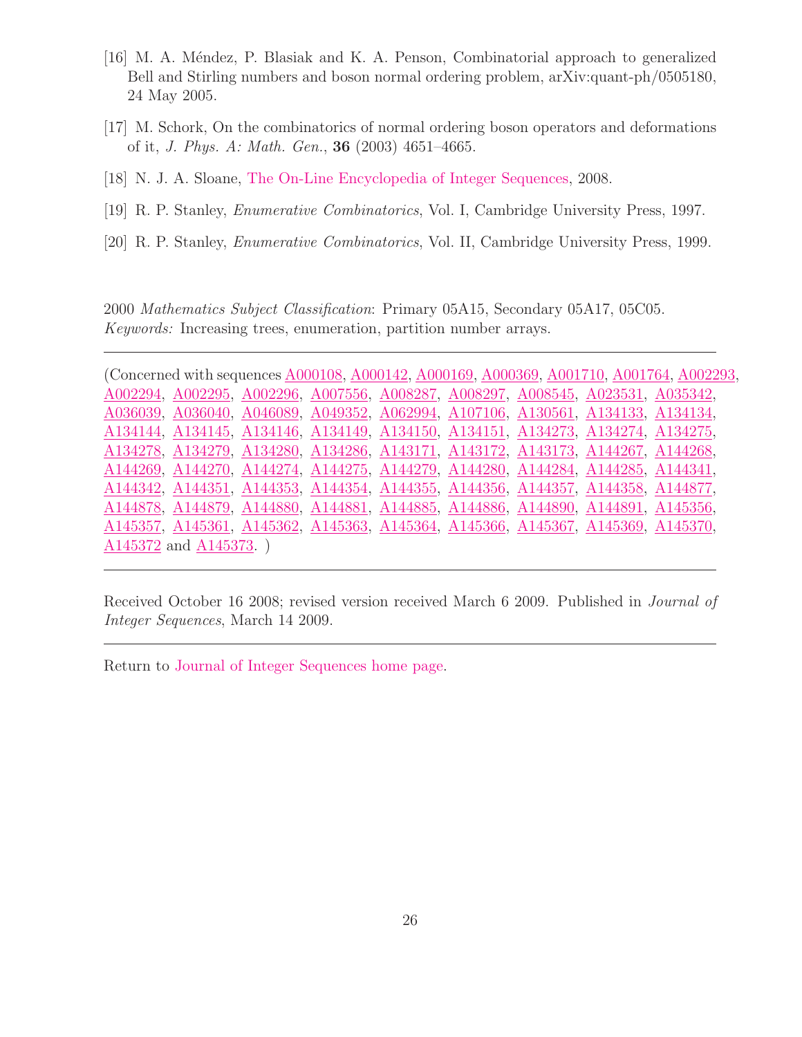[16] M. A. Méndez, P. Blasiak and K. A. Penson, Combinatorial approach to generalized Bell and Stirling numbers and boson normal ordering problem, arXiv:quant-ph/0505180, 24 May 2005.

[17] M. Schork, On the combinatorics of normal ordering boson operators and deformations of it, *J. Phys. A: Math. Gen.*, **36** (2003) 4651–4665.

[18] N. J. A. Sloane, The On-Line Encyclopedia of Integer Sequences, 2008.

[19] R. P. Stanley, *Enumerative Combinatorics*, Vol. I, Cambridge University Press, 1997.

[20] R. P. Stanley, *Enumerative Combinatorics*, Vol. II, Cambridge University Press, 1999.

---

2000 *Mathematics Subject Classification*: Primary 05A15, Secondary 05A17, 05C05.
*Keywords:* Increasing trees, enumeration, partition number arrays.

---

(Concerned with sequences A000108, A000142, A000169, A000369, A001710, A001764, A002293, A002294, A002295, A002296, A007556, A008287, A008297, A008545, A023531, A035342, A036039, A036040, A046089, A049352, A062994, A107106, A130561, A134133, A134134, A134144, A134145, A134146, A134149, A134150, A134151, A134273, A134274, A134275, A134278, A134279, A134280, A134286, A143171, A143172, A143173, A144267, A144268, A144269, A144270, A144274, A144275, A144279, A144280, A144284, A144285, A144341, A144342, A144351, A144353, A144354, A144355, A144356, A144357, A144358, A144877, A144878, A144879, A144880, A144881, A144885, A144886, A144890, A144891, A145356, A145357, A145361, A145362, A145363, A145364, A145366, A145367, A145369, A145370, A145372 and A145373. )

---

Received October 16 2008; revised version received March 6 2009. Published in *Journal of Integer Sequences*, March 14 2009.

---

Return to Journal of Integer Sequences home page.